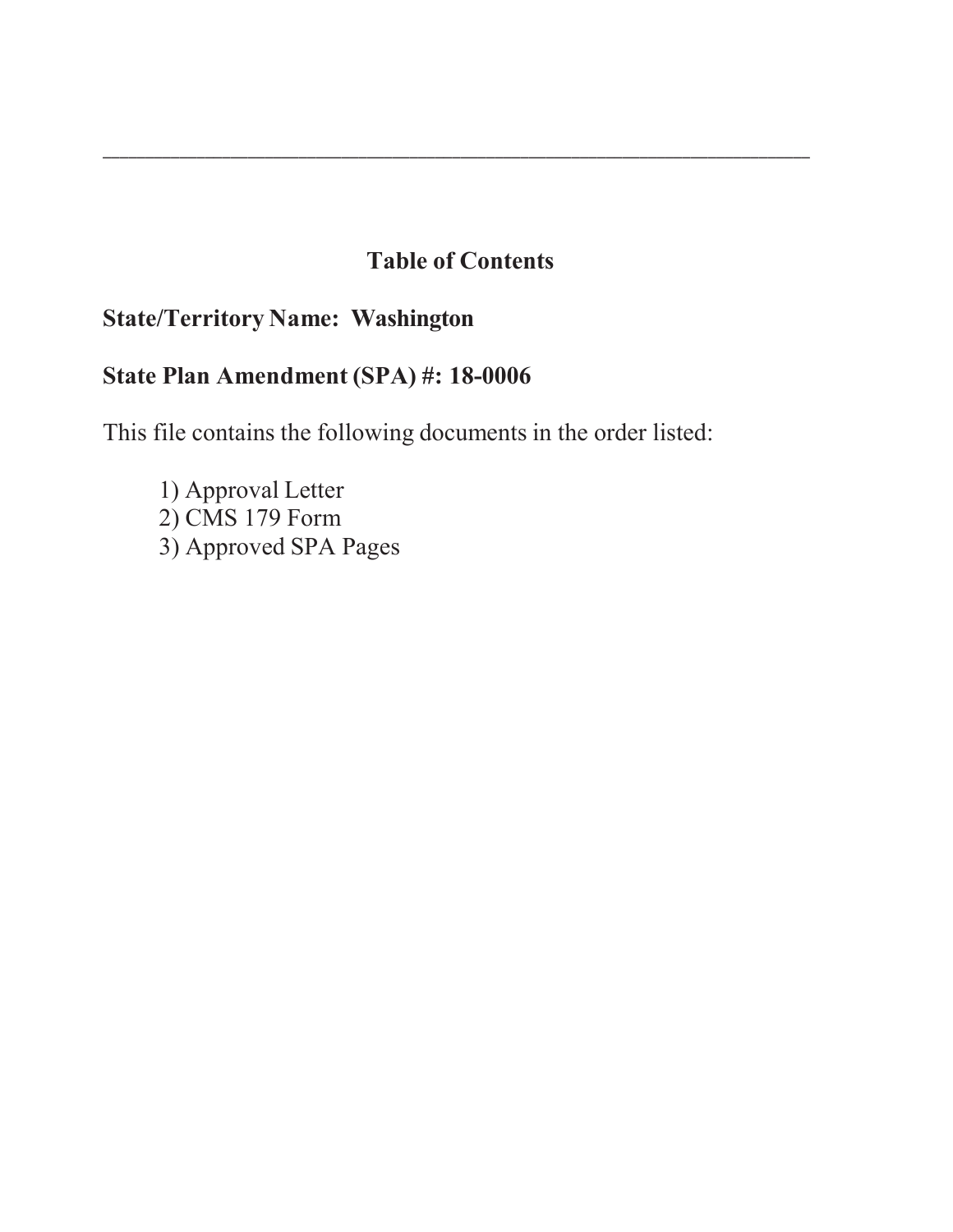---

## Table of Contents

**State/Territory Name: Washington**

**State Plan Amendment (SPA) #: 18-0006**

This file contains the following documents in the order listed:

1) Approval Letter
2) CMS 179 Form
3) Approved SPA Pages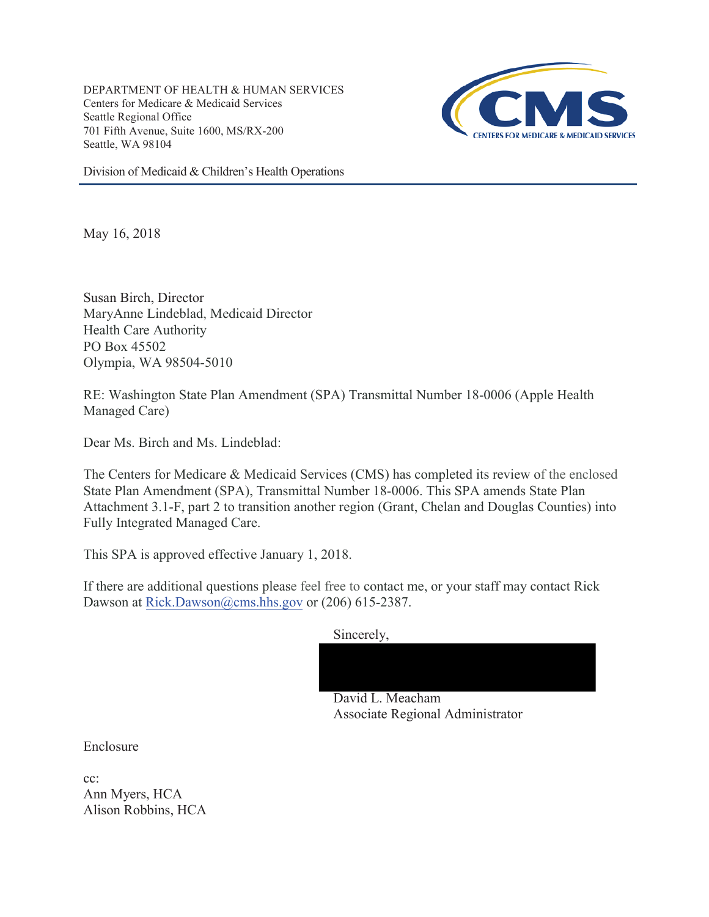DEPARTMENT OF HEALTH & HUMAN SERVICES
Centers for Medicare & Medicaid Services
Seattle Regional Office
701 Fifth Avenue, Suite 1600, MS/RX-200
Seattle, WA 98104

Division of Medicaid & Children's Health Operations

May 16, 2018

Susan Birch, Director
MaryAnne Lindeblad, Medicaid Director
Health Care Authority
PO Box 45502
Olympia, WA 98504-5010

RE: Washington State Plan Amendment (SPA) Transmittal Number 18-0006 (Apple Health Managed Care)

Dear Ms. Birch and Ms. Lindeblad:

The Centers for Medicare & Medicaid Services (CMS) has completed its review of the enclosed State Plan Amendment (SPA), Transmittal Number 18-0006. This SPA amends State Plan Attachment 3.1-F, part 2 to transition another region (Grant, Chelan and Douglas Counties) into Fully Integrated Managed Care.

This SPA is approved effective January 1, 2018.

If there are additional questions please feel free to contact me, or your staff may contact Rick Dawson at Rick.Dawson@cms.hhs.gov or (206) 615-2387.

Sincerely,

David L. Meacham
Associate Regional Administrator

Enclosure

cc:
Ann Myers, HCA
Alison Robbins, HCA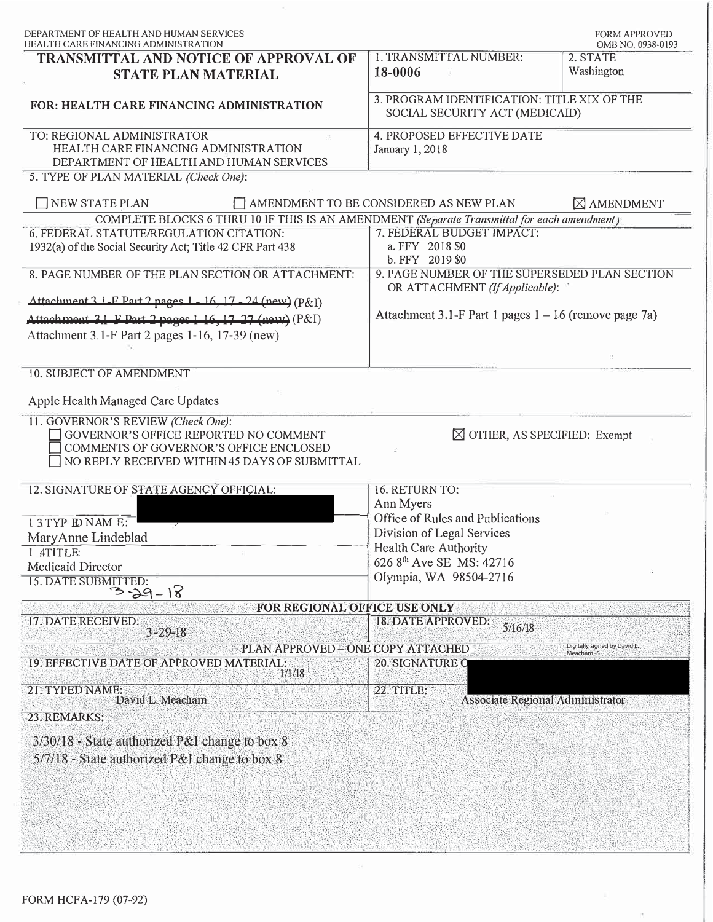DEPARTMENT OF HEALTH AND HUMAN SERVICES
HEALTH CARE FINANCING ADMINISTRATION

FORM APPROVED
OMB NO. 0938-0193

| **TRANSMITTAL AND NOTICE OF APPROVAL OF STATE PLAN MATERIAL** | 1. TRANSMITTAL NUMBER: **18-0006** | 2. STATE Washington |
|---|---|---|
| **FOR: HEALTH CARE FINANCING ADMINISTRATION** | 3. PROGRAM IDENTIFICATION: TITLE XIX OF THE SOCIAL SECURITY ACT (MEDICAID) | |
| TO: REGIONAL ADMINISTRATOR<br>HEALTH CARE FINANCING ADMINISTRATION<br>DEPARTMENT OF HEALTH AND HUMAN SERVICES | 4. PROPOSED EFFECTIVE DATE<br>January 1, 2018 | |

5. TYPE OF PLAN MATERIAL *(Check One)*:

☐ NEW STATE PLAN ☐ AMENDMENT TO BE CONSIDERED AS NEW PLAN ☒ AMENDMENT

COMPLETE BLOCKS 6 THRU 10 IF THIS IS AN AMENDMENT *(Separate Transmittal for each amendment)*

| 6. FEDERAL STATUTE/REGULATION CITATION:<br>1932(a) of the Social Security Act; Title 42 CFR Part 438 | 7. FEDERAL BUDGET IMPACT:<br>a. FFY 2018 $0<br>b. FFY 2019 $0 |
|---|---|
| 8. PAGE NUMBER OF THE PLAN SECTION OR ATTACHMENT:<br>~~Attachment 3.1-F Part 2 pages 1 - 16, 17 - 24 (new)~~ (P&I)<br>~~Attachment 3.1-F Part 2 pages 1-16, 17-27 (new)~~ (P&I)<br>Attachment 3.1-F Part 2 pages 1-16, 17-39 (new) | 9. PAGE NUMBER OF THE SUPERSEDED PLAN SECTION OR ATTACHMENT *(If Applicable)*:<br>Attachment 3.1-F Part 1 pages 1 – 16 (remove page 7a) |

10. SUBJECT OF AMENDMENT

Apple Health Managed Care Updates

11. GOVERNOR'S REVIEW *(Check One)*:
☐ GOVERNOR'S OFFICE REPORTED NO COMMENT
☐ COMMENTS OF GOVERNOR'S OFFICE ENCLOSED
☐ NO REPLY RECEIVED WITHIN 45 DAYS OF SUBMITTAL
☒ OTHER, AS SPECIFIED: Exempt

| 12. SIGNATURE OF STATE AGENCY OFFICIAL: | 16. RETURN TO:<br>Ann Myers<br>Office of Rules and Publications<br>Division of Legal Services<br>Health Care Authority<br>626 8th Ave SE MS: 42716<br>Olympia, WA 98504-2716 |
|---|---|
| 13. TYPED NAME:<br>MaryAnne Lindeblad | |
| 14. TITLE:<br>Medicaid Director | |
| 15. DATE SUBMITTED:<br>3-29-18 | |

**FOR REGIONAL OFFICE USE ONLY**

| 17. DATE RECEIVED: 3-29-18 | 18. DATE APPROVED: 5/16/18 |
|---|---|

PLAN APPROVED – ONE COPY ATTACHED

| 19. EFFECTIVE DATE OF APPROVED MATERIAL: 1/1/18 | 20. SIGNATURE OF REGIONAL OFFICIAL: Digitally signed by David L. Meacham -S |
|---|---|
| 21. TYPED NAME: David L. Meacham | 22. TITLE: Associate Regional Administrator |

23. REMARKS:

3/30/18 - State authorized P&I change to box 8
5/7/18 - State authorized P&I change to box 8

FORM HCFA-179 (07-92)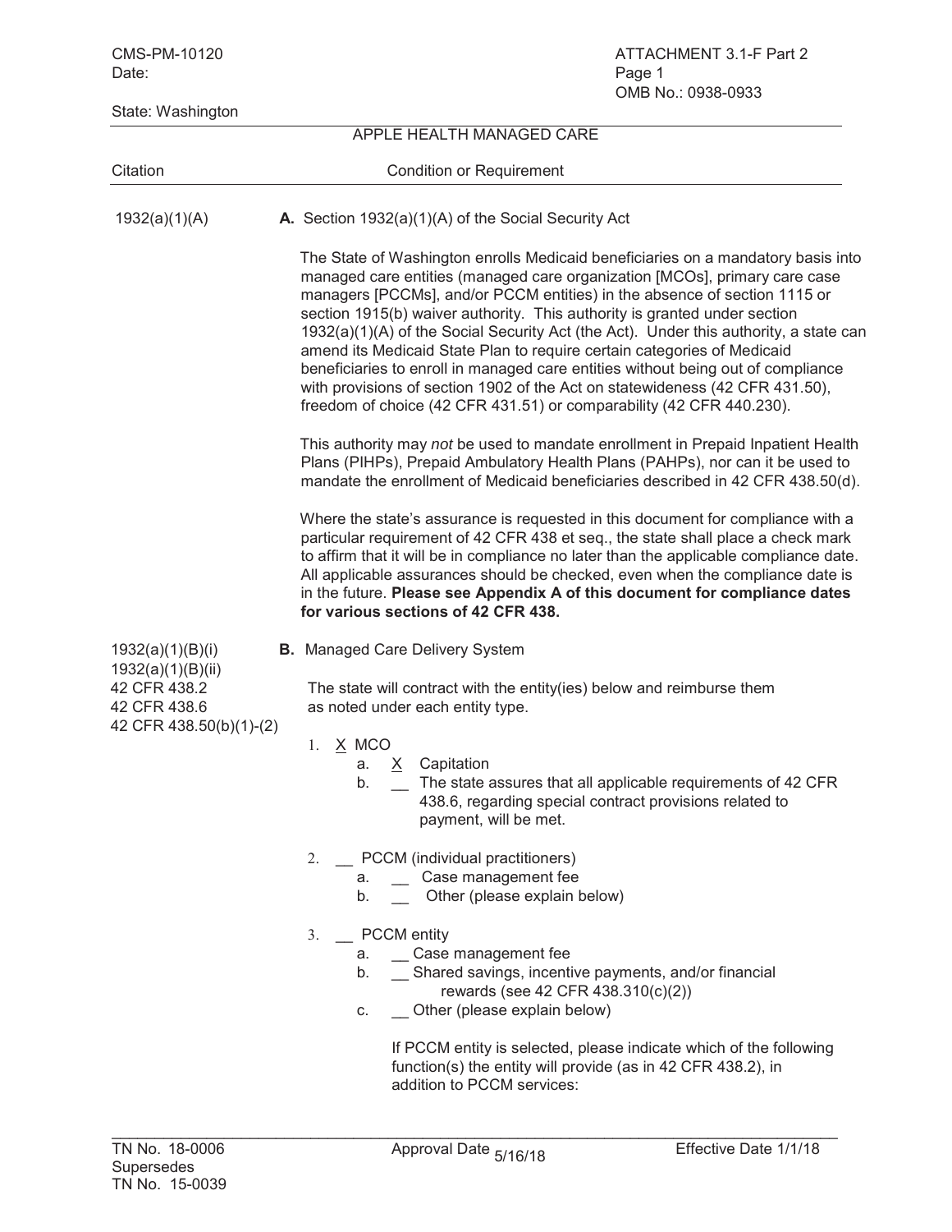CMS-PM-10120
Date:

ATTACHMENT 3.1-F Part 2
OMB No.: 0938-0933

State: Washington

APPLE HEALTH MANAGED CARE

| Citation | Condition or Requirement |
|---|---|
| 1932(a)(1)(A) | **A.** Section 1932(a)(1)(A) of the Social Security Act |

The State of Washington enrolls Medicaid beneficiaries on a mandatory basis into managed care entities (managed care organization [MCOs], primary care case managers [PCCMs], and/or PCCM entities) in the absence of section 1115 or section 1915(b) waiver authority. This authority is granted under section 1932(a)(1)(A) of the Social Security Act (the Act). Under this authority, a state can amend its Medicaid State Plan to require certain categories of Medicaid beneficiaries to enroll in managed care entities without being out of compliance with provisions of section 1902 of the Act on statewideness (42 CFR 431.50), freedom of choice (42 CFR 431.51) or comparability (42 CFR 440.230).

This authority may *not* be used to mandate enrollment in Prepaid Inpatient Health Plans (PIHPs), Prepaid Ambulatory Health Plans (PAHPs), nor can it be used to mandate the enrollment of Medicaid beneficiaries described in 42 CFR 438.50(d).

Where the state's assurance is requested in this document for compliance with a particular requirement of 42 CFR 438 et seq., the state shall place a check mark to affirm that it will be in compliance no later than the applicable compliance date. All applicable assurances should be checked, even when the compliance date is in the future. **Please see Appendix A of this document for compliance dates for various sections of 42 CFR 438.**

1932(a)(1)(B)(i)
1932(a)(1)(B)(ii)
42 CFR 438.2
42 CFR 438.6
42 CFR 438.50(b)(1)-(2)

**B.** Managed Care Delivery System

The state will contract with the entity(ies) below and reimburse them as noted under each entity type.

1. X MCO
   a. X Capitation
   b. __ The state assures that all applicable requirements of 42 CFR 438.6, regarding special contract provisions related to payment, will be met.

2. __ PCCM (individual practitioners)
   a. __ Case management fee
   b. __ Other (please explain below)

3. __ PCCM entity
   a. __ Case management fee
   b. __ Shared savings, incentive payments, and/or financial rewards (see 42 CFR 438.310(c)(2))
   c. __ Other (please explain below)

   If PCCM entity is selected, please indicate which of the following function(s) the entity will provide (as in 42 CFR 438.2), in addition to PCCM services:

TN No. 18-0006
Supersedes
TN No. 15-0039

Approval Date 5/16/18

Effective Date 1/1/18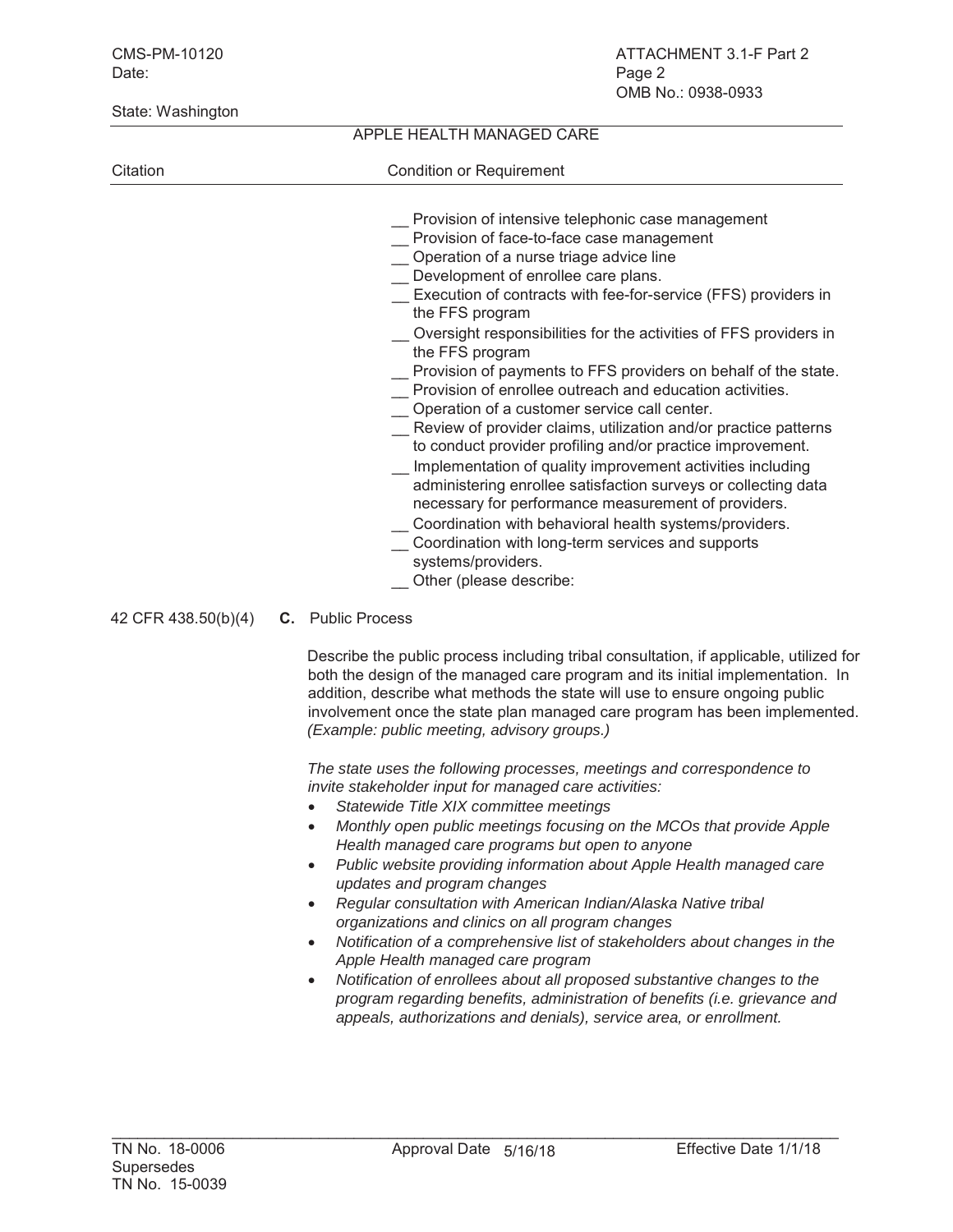CMS-PM-10120
Date:

ATTACHMENT 3.1-F Part 2
OMB No.: 0938-0933

State: Washington

APPLE HEALTH MANAGED CARE

| Citation | Condition or Requirement |
|---|---|

__ Provision of intensive telephonic case management
__ Provision of face-to-face case management
__ Operation of a nurse triage advice line
__ Development of enrollee care plans.
__ Execution of contracts with fee-for-service (FFS) providers in the FFS program
__ Oversight responsibilities for the activities of FFS providers in the FFS program
__ Provision of payments to FFS providers on behalf of the state.
__ Provision of enrollee outreach and education activities.
__ Operation of a customer service call center.
__ Review of provider claims, utilization and/or practice patterns to conduct provider profiling and/or practice improvement.
__ Implementation of quality improvement activities including administering enrollee satisfaction surveys or collecting data necessary for performance measurement of providers.
__ Coordination with behavioral health systems/providers.
__ Coordination with long-term services and supports systems/providers.
__ Other (please describe:

42 CFR 438.50(b)(4) **C.** Public Process

Describe the public process including tribal consultation, if applicable, utilized for both the design of the managed care program and its initial implementation. In addition, describe what methods the state will use to ensure ongoing public involvement once the state plan managed care program has been implemented. *(Example: public meeting, advisory groups.)*

*The state uses the following processes, meetings and correspondence to invite stakeholder input for managed care activities:*

- *Statewide Title XIX committee meetings*
- *Monthly open public meetings focusing on the MCOs that provide Apple Health managed care programs but open to anyone*
- *Public website providing information about Apple Health managed care updates and program changes*
- *Regular consultation with American Indian/Alaska Native tribal organizations and clinics on all program changes*
- *Notification of a comprehensive list of stakeholders about changes in the Apple Health managed care program*
- *Notification of enrollees about all proposed substantive changes to the program regarding benefits, administration of benefits (i.e. grievance and appeals, authorizations and denials), service area, or enrollment.*

TN No. 18-0006
Supersedes
TN No. 15-0039

Approval Date 5/16/18

Effective Date 1/1/18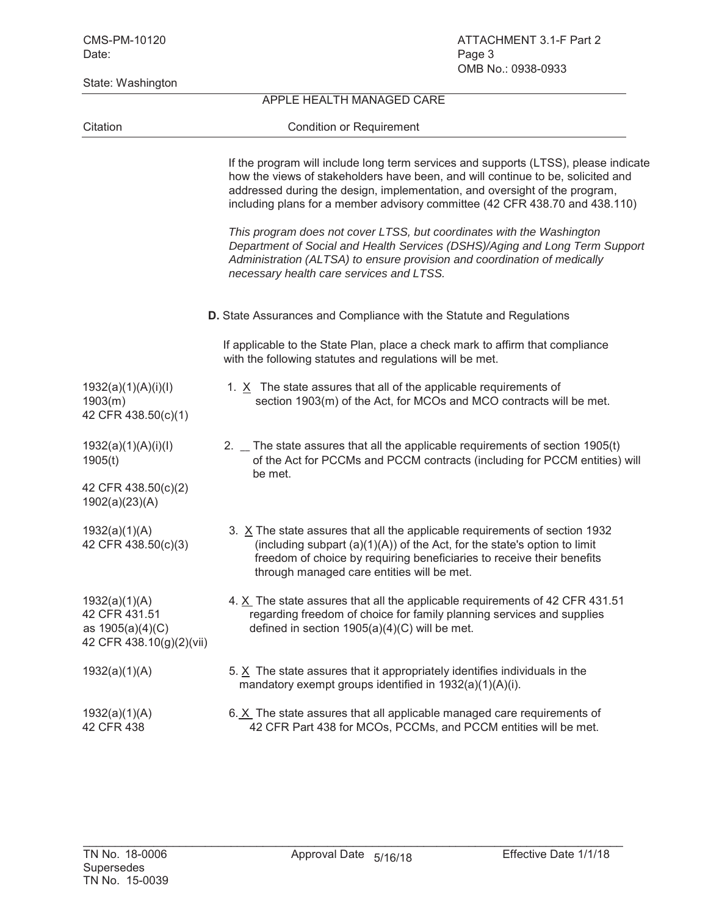State: Washington

APPLE HEALTH MANAGED CARE

| Citation | Condition or Requirement |
|---|---|
| | If the program will include long term services and supports (LTSS), please indicate how the views of stakeholders have been, and will continue to be, solicited and addressed during the design, implementation, and oversight of the program, including plans for a member advisory committee (42 CFR 438.70 and 438.110)<br><br>*This program does not cover LTSS, but coordinates with the Washington Department of Social and Health Services (DSHS)/Aging and Long Term Support Administration (ALTSA) to ensure provision and coordination of medically necessary health care services and LTSS.* |
| | **D.** State Assurances and Compliance with the Statute and Regulations<br><br>If applicable to the State Plan, place a check mark to affirm that compliance with the following statutes and regulations will be met. |
| 1932(a)(1)(A)(i)(I)<br>1903(m)<br>42 CFR 438.50(c)(1) | 1. X The state assures that all of the applicable requirements of section 1903(m) of the Act, for MCOs and MCO contracts will be met. |
| 1932(a)(1)(A)(i)(I)<br>1905(t)<br>42 CFR 438.50(c)(2)<br>1902(a)(23)(A) | 2. _ The state assures that all the applicable requirements of section 1905(t) of the Act for PCCMs and PCCM contracts (including for PCCM entities) will be met. |
| 1932(a)(1)(A)<br>42 CFR 438.50(c)(3) | 3. X The state assures that all the applicable requirements of section 1932 (including subpart (a)(1)(A)) of the Act, for the state's option to limit freedom of choice by requiring beneficiaries to receive their benefits through managed care entities will be met. |
| 1932(a)(1)(A)<br>42 CFR 431.51<br>as 1905(a)(4)(C)<br>42 CFR 438.10(g)(2)(vii) | 4. X The state assures that all the applicable requirements of 42 CFR 431.51 regarding freedom of choice for family planning services and supplies defined in section 1905(a)(4)(C) will be met. |
| 1932(a)(1)(A) | 5. X The state assures that it appropriately identifies individuals in the mandatory exempt groups identified in 1932(a)(1)(A)(i). |
| 1932(a)(1)(A)<br>42 CFR 438 | 6. X The state assures that all applicable managed care requirements of 42 CFR Part 438 for MCOs, PCCMs, and PCCM entities will be met. |

TN No. 18-0006 Supersedes TN No. 15-0039 | Approval Date 5/16/18 | Effective Date 1/1/18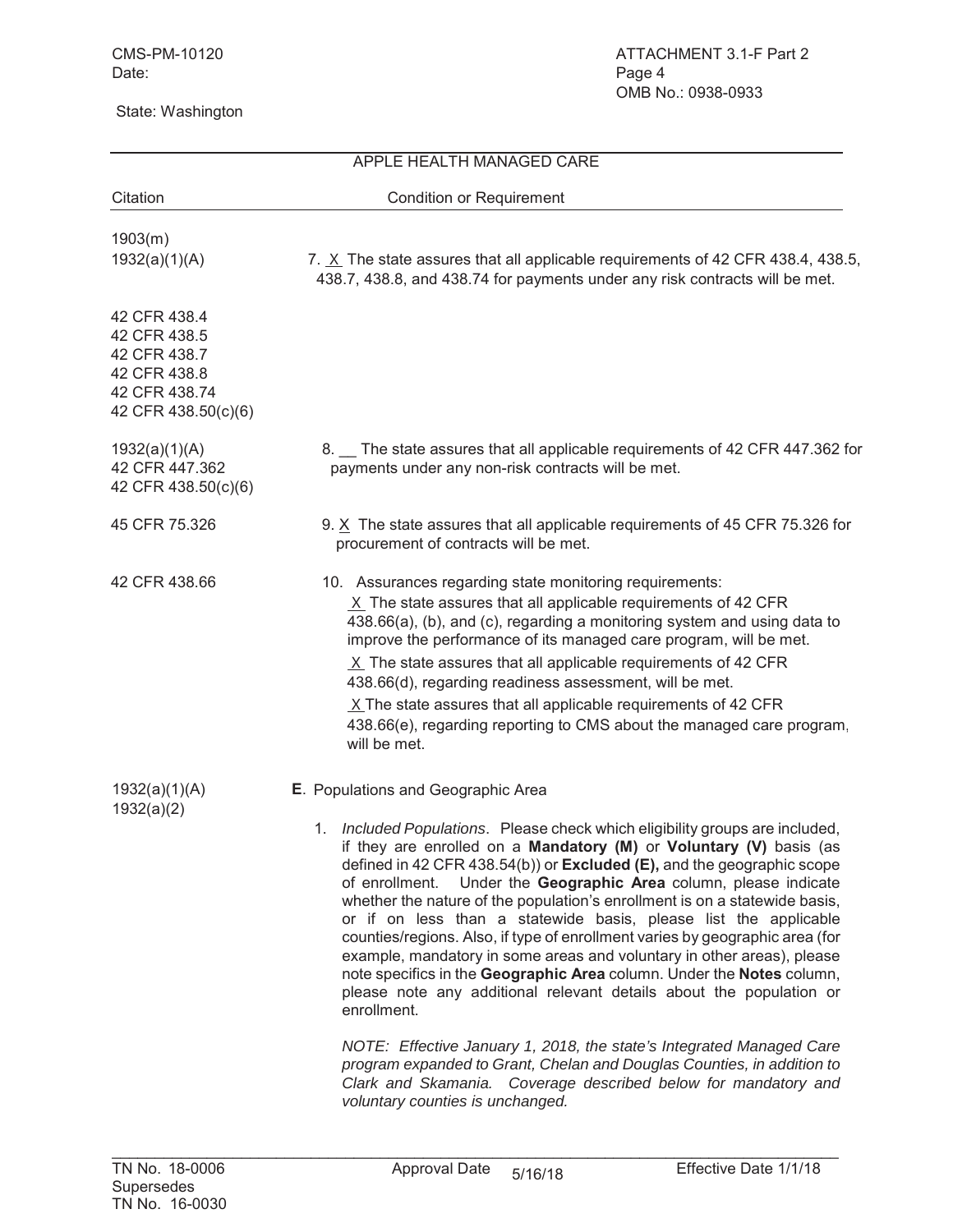State: Washington

APPLE HEALTH MANAGED CARE

| Citation | Condition or Requirement |
|---|---|
| 1903(m)<br>1932(a)(1)(A)<br><br>42 CFR 438.4<br>42 CFR 438.5<br>42 CFR 438.7<br>42 CFR 438.8<br>42 CFR 438.74<br>42 CFR 438.50(c)(6) | 7. X The state assures that all applicable requirements of 42 CFR 438.4, 438.5, 438.7, 438.8, and 438.74 for payments under any risk contracts will be met. |
| 1932(a)(1)(A)<br>42 CFR 447.362<br>42 CFR 438.50(c)(6) | 8. __ The state assures that all applicable requirements of 42 CFR 447.362 for payments under any non-risk contracts will be met. |
| 45 CFR 75.326 | 9. X The state assures that all applicable requirements of 45 CFR 75.326 for procurement of contracts will be met. |
| 42 CFR 438.66 | 10. Assurances regarding state monitoring requirements:<br>X The state assures that all applicable requirements of 42 CFR 438.66(a), (b), and (c), regarding a monitoring system and using data to improve the performance of its managed care program, will be met.<br>X The state assures that all applicable requirements of 42 CFR 438.66(d), regarding readiness assessment, will be met.<br>X The state assures that all applicable requirements of 42 CFR 438.66(e), regarding reporting to CMS about the managed care program, will be met. |
| 1932(a)(1)(A)<br>1932(a)(2) | **E**. Populations and Geographic Area<br><br>1. *Included Populations*. Please check which eligibility groups are included, if they are enrolled on a **Mandatory (M)** or **Voluntary (V)** basis (as defined in 42 CFR 438.54(b)) or **Excluded (E),** and the geographic scope of enrollment. Under the **Geographic Area** column, please indicate whether the nature of the population's enrollment is on a statewide basis, or if on less than a statewide basis, please list the applicable counties/regions. Also, if type of enrollment varies by geographic area (for example, mandatory in some areas and voluntary in other areas), please note specifics in the **Geographic Area** column. Under the **Notes** column, please note any additional relevant details about the population or enrollment.<br><br>*NOTE: Effective January 1, 2018, the state's Integrated Managed Care program expanded to Grant, Chelan and Douglas Counties, in addition to Clark and Skamania. Coverage described below for mandatory and voluntary counties is unchanged.* |

TN No. 18-0006 Approval Date 5/16/18 Effective Date 1/1/18
Supersedes
TN No. 16-0030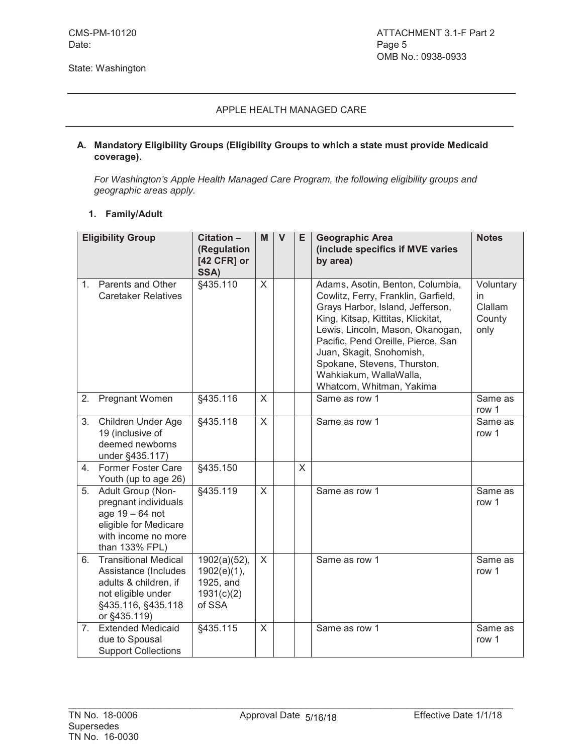CMS-PM-10120
Date:

State: Washington

ATTACHMENT 3.1-F Part 2
Page 5
OMB No.: 0938-0933

APPLE HEALTH MANAGED CARE

**A. Mandatory Eligibility Groups (Eligibility Groups to which a state must provide Medicaid coverage).**

*For Washington's Apple Health Managed Care Program, the following eligibility groups and geographic areas apply.*

**1. Family/Adult**

| Eligibility Group | Citation – (Regulation [42 CFR] or SSA) | M | V | E | Geographic Area (include specifics if MVE varies by area) | Notes |
|---|---|---|---|---|---|---|
| 1. Parents and Other Caretaker Relatives | §435.110 | X | | | Adams, Asotin, Benton, Columbia, Cowlitz, Ferry, Franklin, Garfield, Grays Harbor, Island, Jefferson, King, Kitsap, Kittitas, Klickitat, Lewis, Lincoln, Mason, Okanogan, Pacific, Pend Oreille, Pierce, San Juan, Skagit, Snohomish, Spokane, Stevens, Thurston, Wahkiakum, WallaWalla, Whatcom, Whitman, Yakima | Voluntary in Clallam County only |
| 2. Pregnant Women | §435.116 | X | | | Same as row 1 | Same as row 1 |
| 3. Children Under Age 19 (inclusive of deemed newborns under §435.117) | §435.118 | X | | | Same as row 1 | Same as row 1 |
| 4. Former Foster Care Youth (up to age 26) | §435.150 | | | X | | |
| 5. Adult Group (Non-pregnant individuals age 19 – 64 not eligible for Medicare with income no more than 133% FPL) | §435.119 | X | | | Same as row 1 | Same as row 1 |
| 6. Transitional Medical Assistance (Includes adults & children, if not eligible under §435.116, §435.118 or §435.119) | 1902(a)(52), 1902(e)(1), 1925, and 1931(c)(2) of SSA | X | | | Same as row 1 | Same as row 1 |
| 7. Extended Medicaid due to Spousal Support Collections | §435.115 | X | | | Same as row 1 | Same as row 1 |

TN No. 18-0006
Supersedes
TN No. 16-0030

Approval Date 5/16/18

Effective Date 1/1/18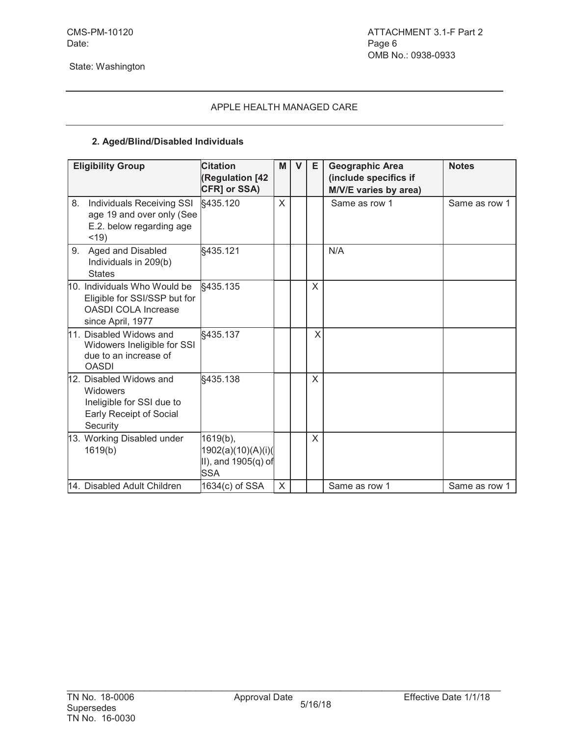State: Washington

APPLE HEALTH MANAGED CARE

**2. Aged/Blind/Disabled Individuals**

| Eligibility Group | Citation (Regulation [42 CFR] or SSA) | M | V | E | Geographic Area (include specifics if M/V/E varies by area) | Notes |
|---|---|---|---|---|---|---|
| 8. Individuals Receiving SSI age 19 and over only (See E.2. below regarding age <19) | §435.120 | X | | | Same as row 1 | Same as row 1 |
| 9. Aged and Disabled Individuals in 209(b) States | §435.121 | | | | N/A | |
| 10. Individuals Who Would be Eligible for SSI/SSP but for OASDI COLA Increase since April, 1977 | §435.135 | | | X | | |
| 11. Disabled Widows and Widowers Ineligible for SSI due to an increase of OASDI | §435.137 | | | X | | |
| 12. Disabled Widows and Widowers Ineligible for SSI due to Early Receipt of Social Security | §435.138 | | | X | | |
| 13. Working Disabled under 1619(b) | 1619(b), 1902(a)(10)(A)(i)(II), and 1905(q) of SSA | | | X | | |
| 14. Disabled Adult Children | 1634(c) of SSA | X | | | Same as row 1 | Same as row 1 |

TN No. 18-0006
Supersedes
TN No. 16-0030

Approval Date 5/16/18

Effective Date 1/1/18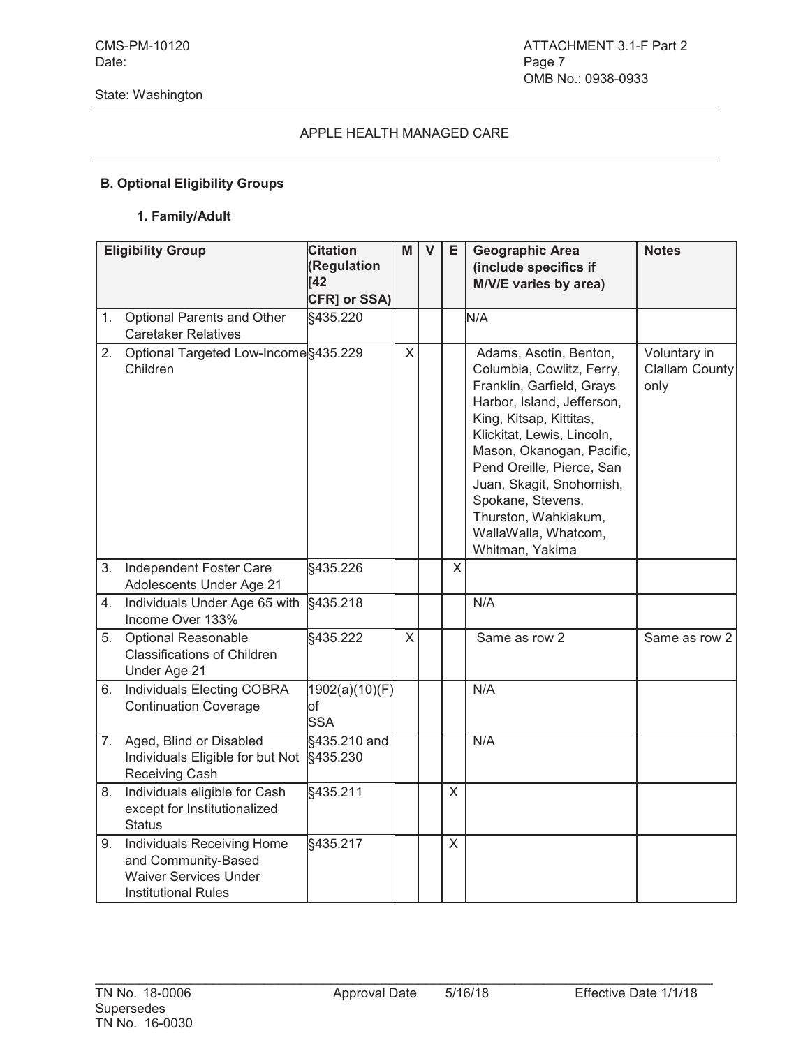CMS-PM-10120
Date:

ATTACHMENT 3.1-F Part 2
Page 7
OMB No.: 0938-0933

State: Washington

APPLE HEALTH MANAGED CARE

**B. Optional Eligibility Groups**

**1. Family/Adult**

| Eligibility Group | Citation (Regulation [42 CFR] or SSA) | M | V | E | Geographic Area (include specifics if M/V/E varies by area) | Notes |
|---|---|---|---|---|---|---|
| 1. Optional Parents and Other Caretaker Relatives | §435.220 | | | | N/A | |
| 2. Optional Targeted Low-Income Children | §435.229 | X | | | Adams, Asotin, Benton, Columbia, Cowlitz, Ferry, Franklin, Garfield, Grays Harbor, Island, Jefferson, King, Kitsap, Kittitas, Klickitat, Lewis, Lincoln, Mason, Okanogan, Pacific, Pend Oreille, Pierce, San Juan, Skagit, Snohomish, Spokane, Stevens, Thurston, Wahkiakum, WallaWalla, Whatcom, Whitman, Yakima | Voluntary in Clallam County only |
| 3. Independent Foster Care Adolescents Under Age 21 | §435.226 | | | X | | |
| 4. Individuals Under Age 65 with Income Over 133% | §435.218 | | | | N/A | |
| 5. Optional Reasonable Classifications of Children Under Age 21 | §435.222 | X | | | Same as row 2 | Same as row 2 |
| 6. Individuals Electing COBRA Continuation Coverage | 1902(a)(10)(F) of SSA | | | | N/A | |
| 7. Aged, Blind or Disabled Individuals Eligible for but Not Receiving Cash | §435.210 and §435.230 | | | | N/A | |
| 8. Individuals eligible for Cash except for Institutionalized Status | §435.211 | | | X | | |
| 9. Individuals Receiving Home and Community-Based Waiver Services Under Institutional Rules | §435.217 | | | X | | |

TN No. 18-0006 Approval Date 5/16/18 Effective Date 1/1/18
Supersedes
TN No. 16-0030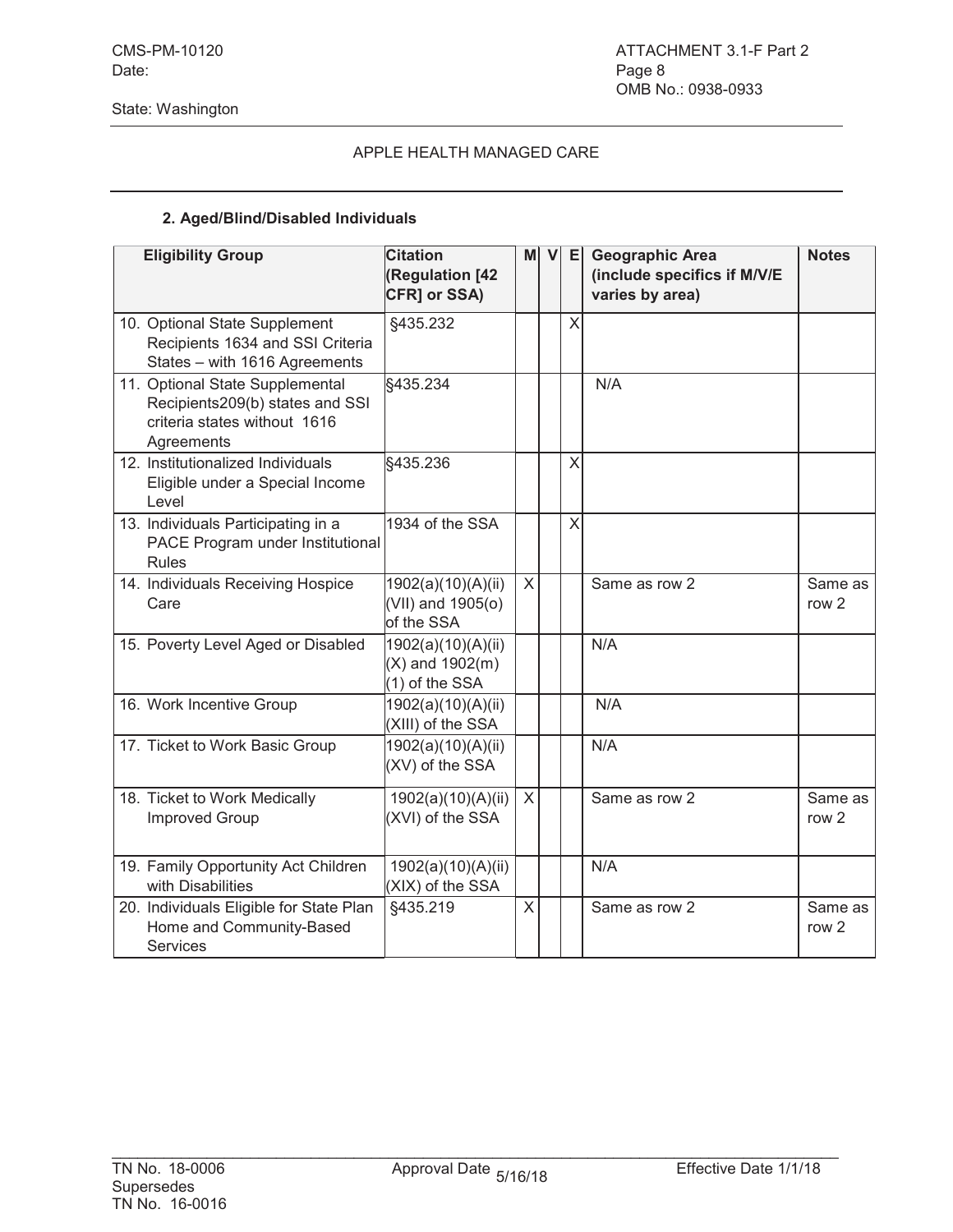CMS-PM-10120
Date:

ATTACHMENT 3.1-F Part 2
Page 8
OMB No.: 0938-0933

State: Washington

APPLE HEALTH MANAGED CARE

**2. Aged/Blind/Disabled Individuals**

| Eligibility Group | Citation (Regulation [42 CFR] or SSA) | M | V | E | Geographic Area (include specifics if M/V/E varies by area) | Notes |
|---|---|---|---|---|---|---|
| 10. Optional State Supplement Recipients 1634 and SSI Criteria States – with 1616 Agreements | §435.232 | | | X | | |
| 11. Optional State Supplemental Recipients209(b) states and SSI criteria states without 1616 Agreements | §435.234 | | | | N/A | |
| 12. Institutionalized Individuals Eligible under a Special Income Level | §435.236 | | | X | | |
| 13. Individuals Participating in a PACE Program under Institutional Rules | 1934 of the SSA | | | X | | |
| 14. Individuals Receiving Hospice Care | 1902(a)(10)(A)(ii)(VII) and 1905(o) of the SSA | X | | | Same as row 2 | Same as row 2 |
| 15. Poverty Level Aged or Disabled | 1902(a)(10)(A)(ii)(X) and 1902(m)(1) of the SSA | | | | N/A | |
| 16. Work Incentive Group | 1902(a)(10)(A)(ii)(XIII) of the SSA | | | | N/A | |
| 17. Ticket to Work Basic Group | 1902(a)(10)(A)(ii)(XV) of the SSA | | | | N/A | |
| 18. Ticket to Work Medically Improved Group | 1902(a)(10)(A)(ii)(XVI) of the SSA | X | | | Same as row 2 | Same as row 2 |
| 19. Family Opportunity Act Children with Disabilities | 1902(a)(10)(A)(ii)(XIX) of the SSA | | | | N/A | |
| 20. Individuals Eligible for State Plan Home and Community-Based Services | §435.219 | X | | | Same as row 2 | Same as row 2 |

TN No. 18-0006
Supersedes
TN No. 16-0016

Approval Date 5/16/18

Effective Date 1/1/18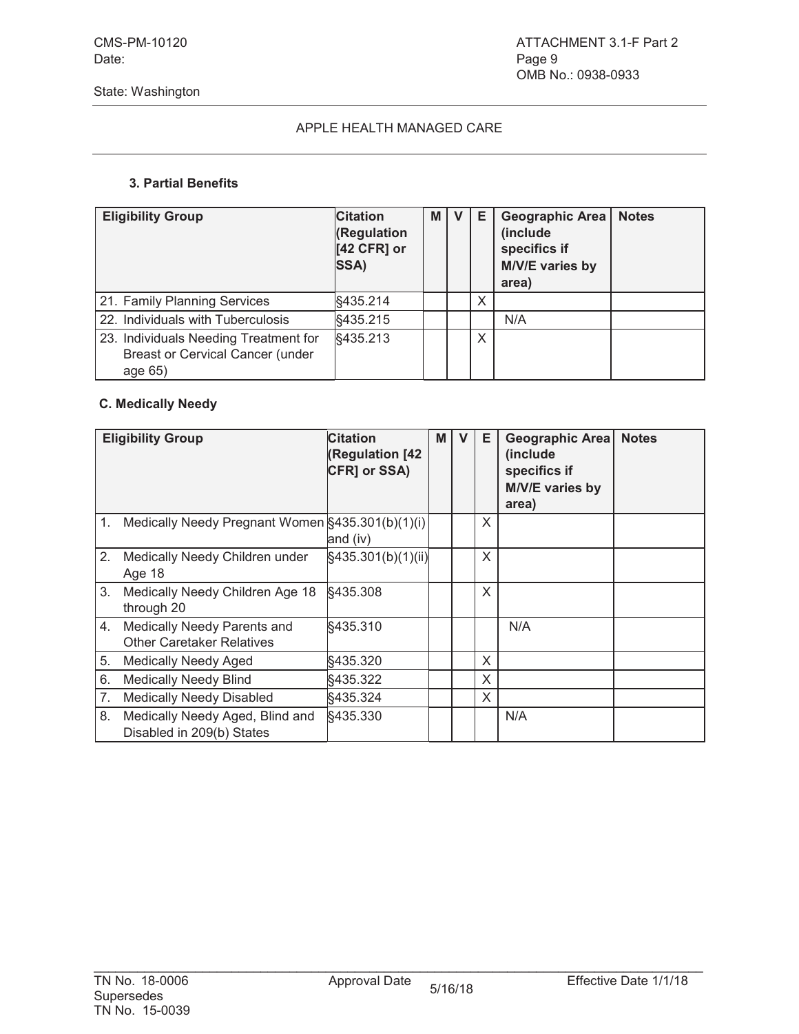State: Washington

APPLE HEALTH MANAGED CARE

### 3. Partial Benefits

| Eligibility Group | Citation (Regulation [42 CFR] or SSA) | M | V | E | Geographic Area (include specifics if M/V/E varies by area) | Notes |
|---|---|---|---|---|---|---|
| 21. Family Planning Services | §435.214 | | | X | | |
| 22. Individuals with Tuberculosis | §435.215 | | | | N/A | |
| 23. Individuals Needing Treatment for Breast or Cervical Cancer (under age 65) | §435.213 | | | X | | |

### C. Medically Needy

| Eligibility Group | Citation (Regulation [42 CFR] or SSA) | M | V | E | Geographic Area (include specifics if M/V/E varies by area) | Notes |
|---|---|---|---|---|---|---|
| 1. Medically Needy Pregnant Women | §435.301(b)(1)(i) and (iv) | | | X | | |
| 2. Medically Needy Children under Age 18 | §435.301(b)(1)(ii) | | | X | | |
| 3. Medically Needy Children Age 18 through 20 | §435.308 | | | X | | |
| 4. Medically Needy Parents and Other Caretaker Relatives | §435.310 | | | | N/A | |
| 5. Medically Needy Aged | §435.320 | | | X | | |
| 6. Medically Needy Blind | §435.322 | | | X | | |
| 7. Medically Needy Disabled | §435.324 | | | X | | |
| 8. Medically Needy Aged, Blind and Disabled in 209(b) States | §435.330 | | | | N/A | |

TN No. 18-0006
Supersedes
TN No. 15-0039

Approval Date 5/16/18

Effective Date 1/1/18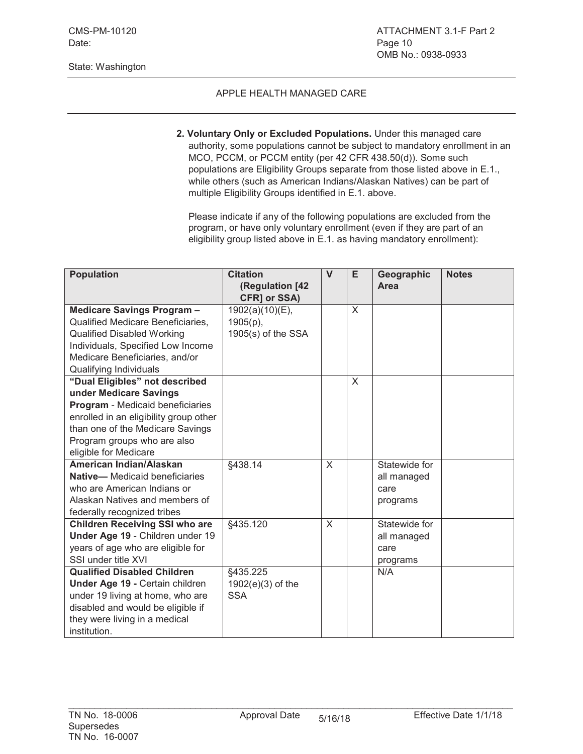**2. Voluntary Only or Excluded Populations.** Under this managed care authority, some populations cannot be subject to mandatory enrollment in an MCO, PCCM, or PCCM entity (per 42 CFR 438.50(d)). Some such populations are Eligibility Groups separate from those listed above in E.1., while others (such as American Indians/Alaskan Natives) can be part of multiple Eligibility Groups identified in E.1. above.

Please indicate if any of the following populations are excluded from the program, or have only voluntary enrollment (even if they are part of an eligibility group listed above in E.1. as having mandatory enrollment):

| Population | Citation (Regulation [42 CFR] or SSA) | V | E | Geographic Area | Notes |
|---|---|---|---|---|---|
| **Medicare Savings Program –** Qualified Medicare Beneficiaries, Qualified Disabled Working Individuals, Specified Low Income Medicare Beneficiaries, and/or Qualifying Individuals | 1902(a)(10)(E), 1905(p), 1905(s) of the SSA | | X | | |
| **"Dual Eligibles" not described under Medicare Savings Program** - Medicaid beneficiaries enrolled in an eligibility group other than one of the Medicare Savings Program groups who are also eligible for Medicare | | | X | | |
| **American Indian/Alaskan Native—** Medicaid beneficiaries who are American Indians or Alaskan Natives and members of federally recognized tribes | §438.14 | X | | Statewide for all managed care programs | |
| **Children Receiving SSI who are Under Age 19** - Children under 19 years of age who are eligible for SSI under title XVI | §435.120 | X | | Statewide for all managed care programs | |
| **Qualified Disabled Children Under Age 19 -** Certain children under 19 living at home, who are disabled and would be eligible if they were living in a medical institution. | §435.225 1902(e)(3) of the SSA | | | N/A | |

TN No. 18-0006 Supersedes TN No. 16-0007 | Approval Date 5/16/18 | Effective Date 1/1/18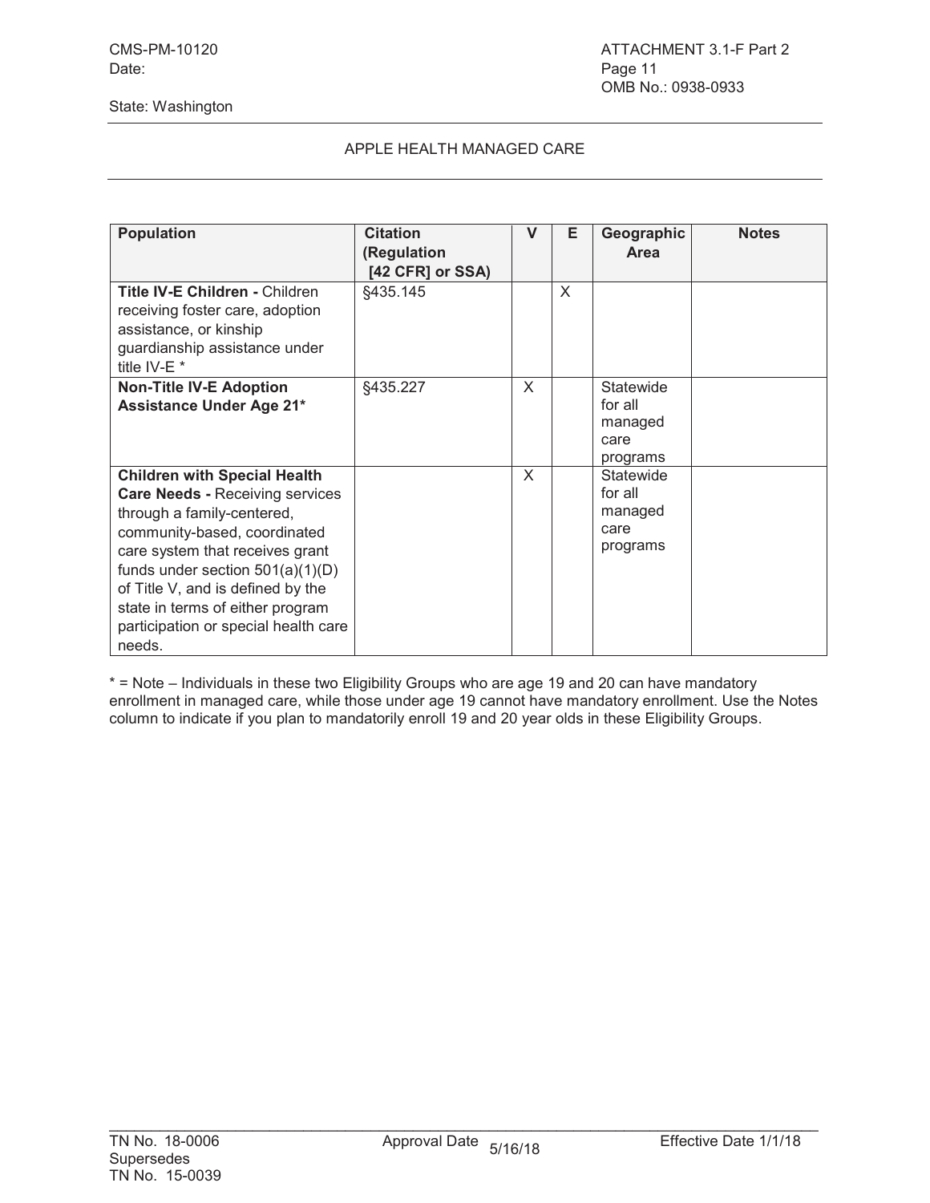State: Washington

APPLE HEALTH MANAGED CARE

| Population | Citation (Regulation [42 CFR] or SSA) | V | E | Geographic Area | Notes |
|---|---|---|---|---|---|
| **Title IV-E Children -** Children receiving foster care, adoption assistance, or kinship guardianship assistance under title IV-E * | §435.145 | | X | | |
| **Non-Title IV-E Adoption Assistance Under Age 21*** | §435.227 | X | | Statewide for all managed care programs | |
| **Children with Special Health Care Needs -** Receiving services through a family-centered, community-based, coordinated care system that receives grant funds under section 501(a)(1)(D) of Title V, and is defined by the state in terms of either program participation or special health care needs. | | X | | Statewide for all managed care programs | |

* = Note – Individuals in these two Eligibility Groups who are age 19 and 20 can have mandatory enrollment in managed care, while those under age 19 cannot have mandatory enrollment. Use the Notes column to indicate if you plan to mandatorily enroll 19 and 20 year olds in these Eligibility Groups.

TN No. 18-0006 Approval Date 5/16/18 Effective Date 1/1/18
Supersedes
TN No. 15-0039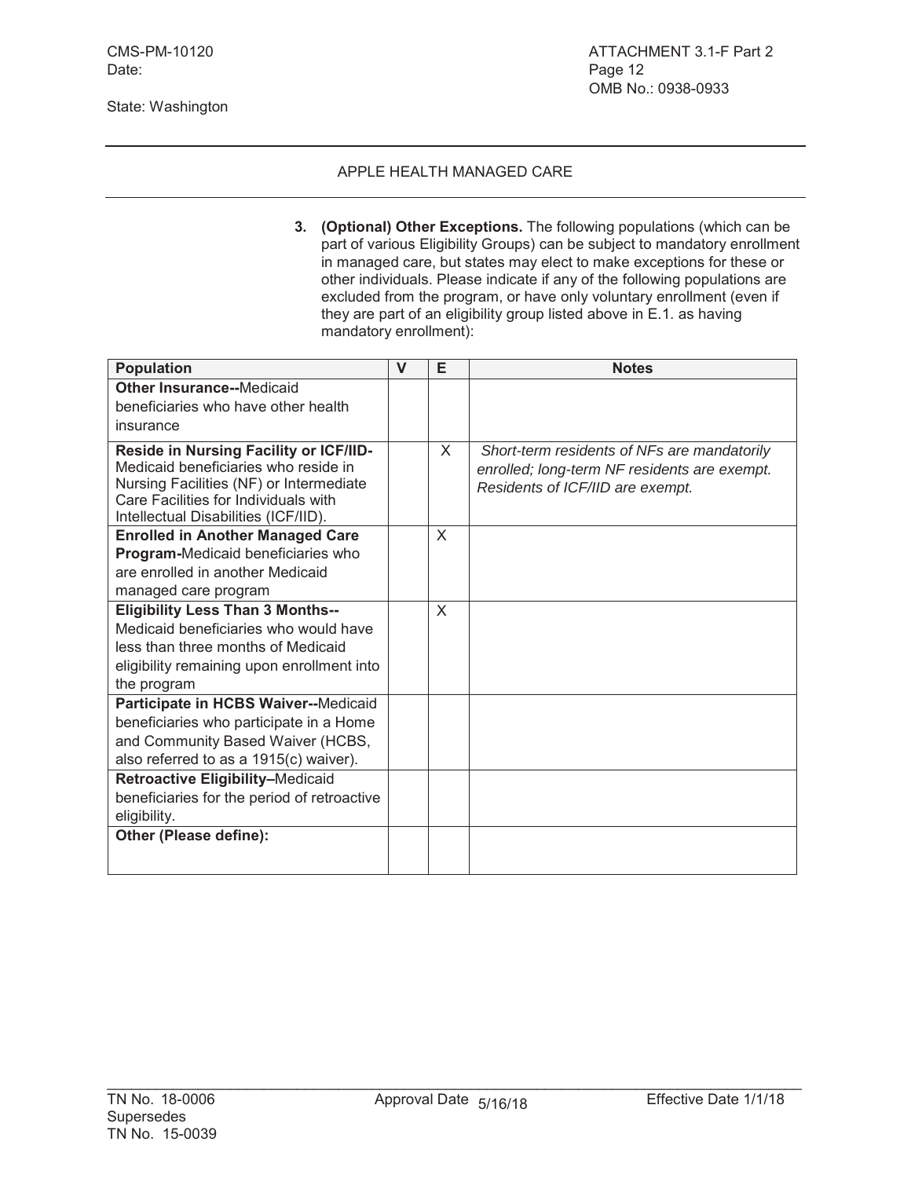State: Washington

APPLE HEALTH MANAGED CARE

3. **(Optional) Other Exceptions.** The following populations (which can be part of various Eligibility Groups) can be subject to mandatory enrollment in managed care, but states may elect to make exceptions for these or other individuals. Please indicate if any of the following populations are excluded from the program, or have only voluntary enrollment (even if they are part of an eligibility group listed above in E.1. as having mandatory enrollment):

| Population | V | E | Notes |
|---|---|---|---|
| **Other Insurance--**Medicaid beneficiaries who have other health insurance | | | |
| **Reside in Nursing Facility or ICF/IID-** Medicaid beneficiaries who reside in Nursing Facilities (NF) or Intermediate Care Facilities for Individuals with Intellectual Disabilities (ICF/IID). | | X | *Short-term residents of NFs are mandatorily enrolled; long-term NF residents are exempt. Residents of ICF/IID are exempt.* |
| **Enrolled in Another Managed Care Program-**Medicaid beneficiaries who are enrolled in another Medicaid managed care program | | X | |
| **Eligibility Less Than 3 Months--** Medicaid beneficiaries who would have less than three months of Medicaid eligibility remaining upon enrollment into the program | | X | |
| **Participate in HCBS Waiver--**Medicaid beneficiaries who participate in a Home and Community Based Waiver (HCBS, also referred to as a 1915(c) waiver). | | | |
| **Retroactive Eligibility–**Medicaid beneficiaries for the period of retroactive eligibility. | | | |
| **Other (Please define):** | | | |

TN No. 18-0006 Approval Date 5/16/18 Effective Date 1/1/18
Supersedes
TN No. 15-0039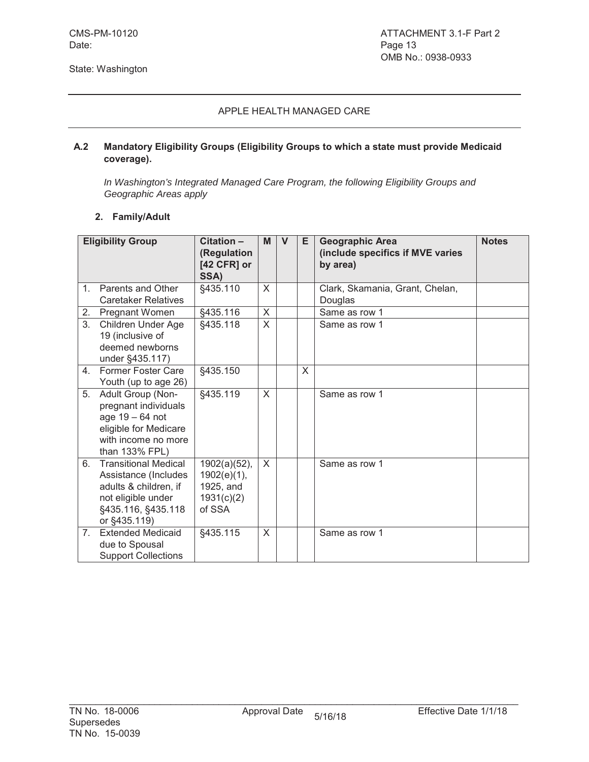CMS-PM-10120
Date:

State: Washington

ATTACHMENT 3.1-F Part 2
OMB No.: 0938-0933

APPLE HEALTH MANAGED CARE

**A.2 Mandatory Eligibility Groups (Eligibility Groups to which a state must provide Medicaid coverage).**

*In Washington's Integrated Managed Care Program, the following Eligibility Groups and Geographic Areas apply*

**2. Family/Adult**

| Eligibility Group | Citation – (Regulation [42 CFR] or SSA) | M | V | E | Geographic Area (include specifics if MVE varies by area) | Notes |
|---|---|---|---|---|---|---|
| 1. Parents and Other Caretaker Relatives | §435.110 | X | | | Clark, Skamania, Grant, Chelan, Douglas | |
| 2. Pregnant Women | §435.116 | X | | | Same as row 1 | |
| 3. Children Under Age 19 (inclusive of deemed newborns under §435.117) | §435.118 | X | | | Same as row 1 | |
| 4. Former Foster Care Youth (up to age 26) | §435.150 | | | X | | |
| 5. Adult Group (Non-pregnant individuals age 19 – 64 not eligible for Medicare with income no more than 133% FPL) | §435.119 | X | | | Same as row 1 | |
| 6. Transitional Medical Assistance (Includes adults & children, if not eligible under §435.116, §435.118 or §435.119) | 1902(a)(52), 1902(e)(1), 1925, and 1931(c)(2) of SSA | X | | | Same as row 1 | |
| 7. Extended Medicaid due to Spousal Support Collections | §435.115 | X | | | Same as row 1 | |

TN No. 18-0006
Supersedes
TN No. 15-0039

Approval Date 5/16/18

Effective Date 1/1/18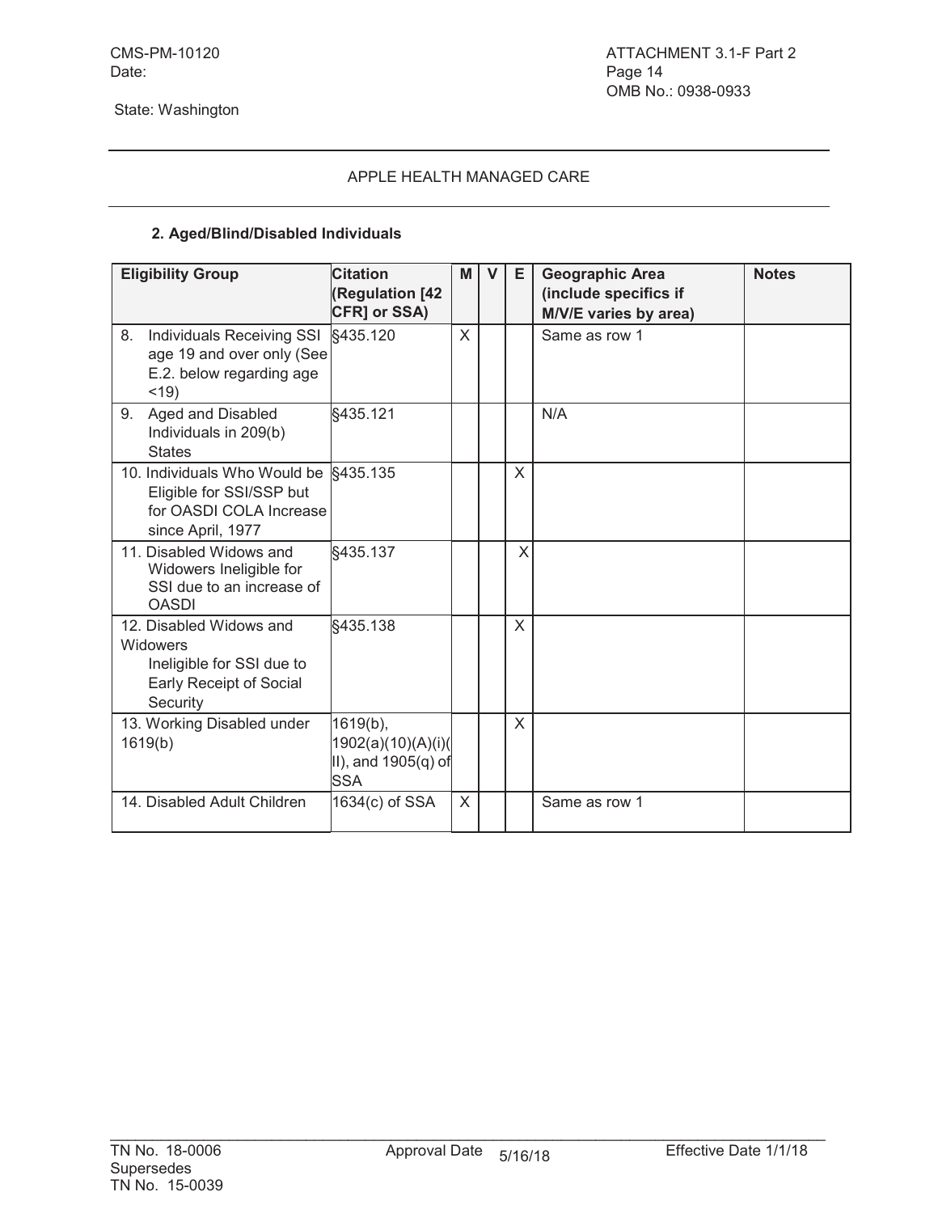CMS-PM-10120
Date:

State: Washington

ATTACHMENT 3.1-F Part 2
Page 14
OMB No.: 0938-0933

APPLE HEALTH MANAGED CARE

**2. Aged/Blind/Disabled Individuals**

| Eligibility Group | Citation (Regulation [42 CFR] or SSA) | M | V | E | Geographic Area (include specifics if M/V/E varies by area) | Notes |
|---|---|---|---|---|---|---|
| 8. Individuals Receiving SSI age 19 and over only (See E.2. below regarding age <19) | §435.120 | X | | | Same as row 1 | |
| 9. Aged and Disabled Individuals in 209(b) States | §435.121 | | | | N/A | |
| 10. Individuals Who Would be Eligible for SSI/SSP but for OASDI COLA Increase since April, 1977 | §435.135 | | | X | | |
| 11. Disabled Widows and Widowers Ineligible for SSI due to an increase of OASDI | §435.137 | | | X | | |
| 12. Disabled Widows and Widowers Ineligible for SSI due to Early Receipt of Social Security | §435.138 | | | X | | |
| 13. Working Disabled under 1619(b) | 1619(b), 1902(a)(10)(A)(i)(II), and 1905(q) of SSA | | | X | | |
| 14. Disabled Adult Children | 1634(c) of SSA | X | | | Same as row 1 | |

TN No. 18-0006
Supersedes
TN No. 15-0039

Approval Date 5/16/18

Effective Date 1/1/18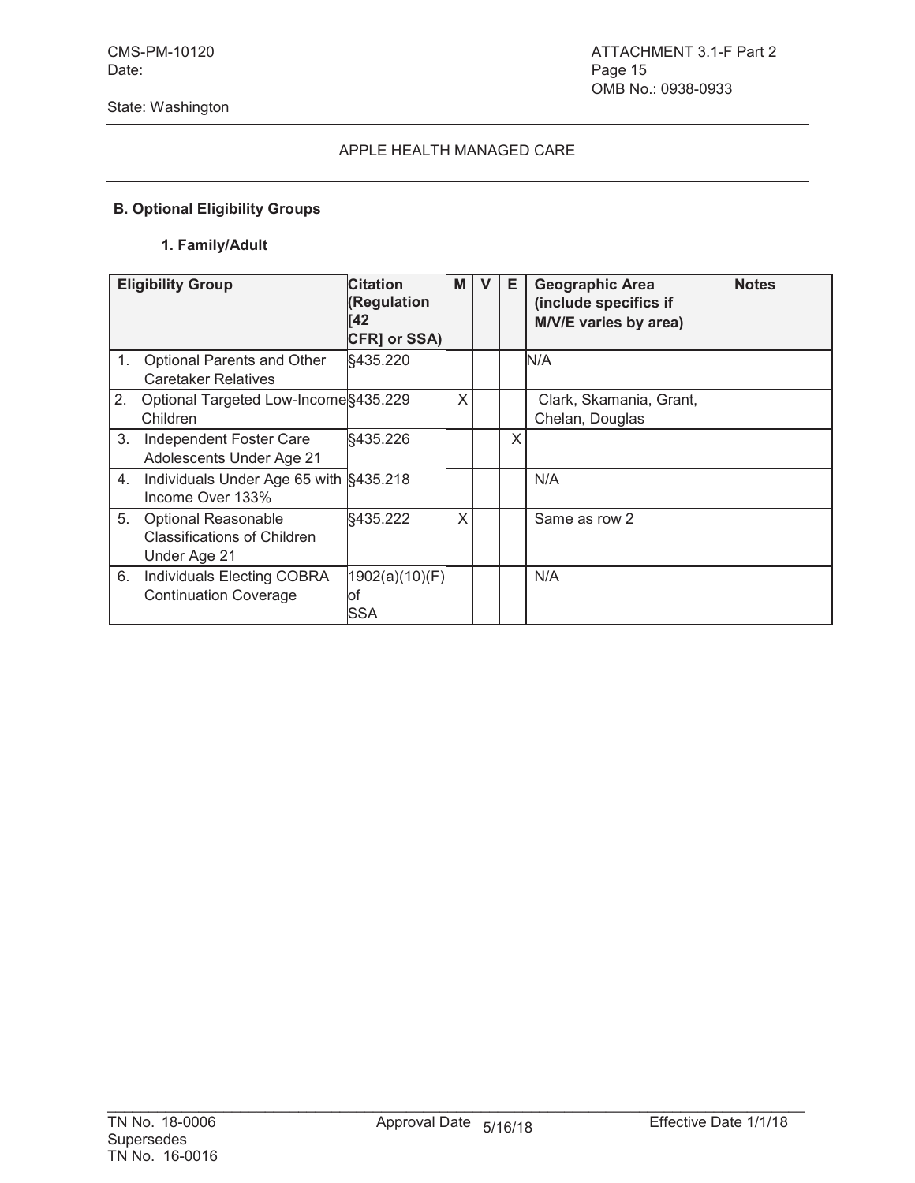State: Washington

APPLE HEALTH MANAGED CARE

**B. Optional Eligibility Groups**

**1. Family/Adult**

| Eligibility Group | Citation (Regulation [42 CFR] or SSA) | M | V | E | Geographic Area (include specifics if M/V/E varies by area) | Notes |
|---|---|---|---|---|---|---|
| 1. Optional Parents and Other Caretaker Relatives | §435.220 | | | | N/A | |
| 2. Optional Targeted Low-Income Children | §435.229 | X | | | Clark, Skamania, Grant, Chelan, Douglas | |
| 3. Independent Foster Care Adolescents Under Age 21 | §435.226 | | | X | | |
| 4. Individuals Under Age 65 with Income Over 133% | §435.218 | | | | N/A | |
| 5. Optional Reasonable Classifications of Children Under Age 21 | §435.222 | X | | | Same as row 2 | |
| 6. Individuals Electing COBRA Continuation Coverage | 1902(a)(10)(F) of SSA | | | | N/A | |

TN No. 18-0006
Supersedes
TN No. 16-0016

Approval Date 5/16/18

Effective Date 1/1/18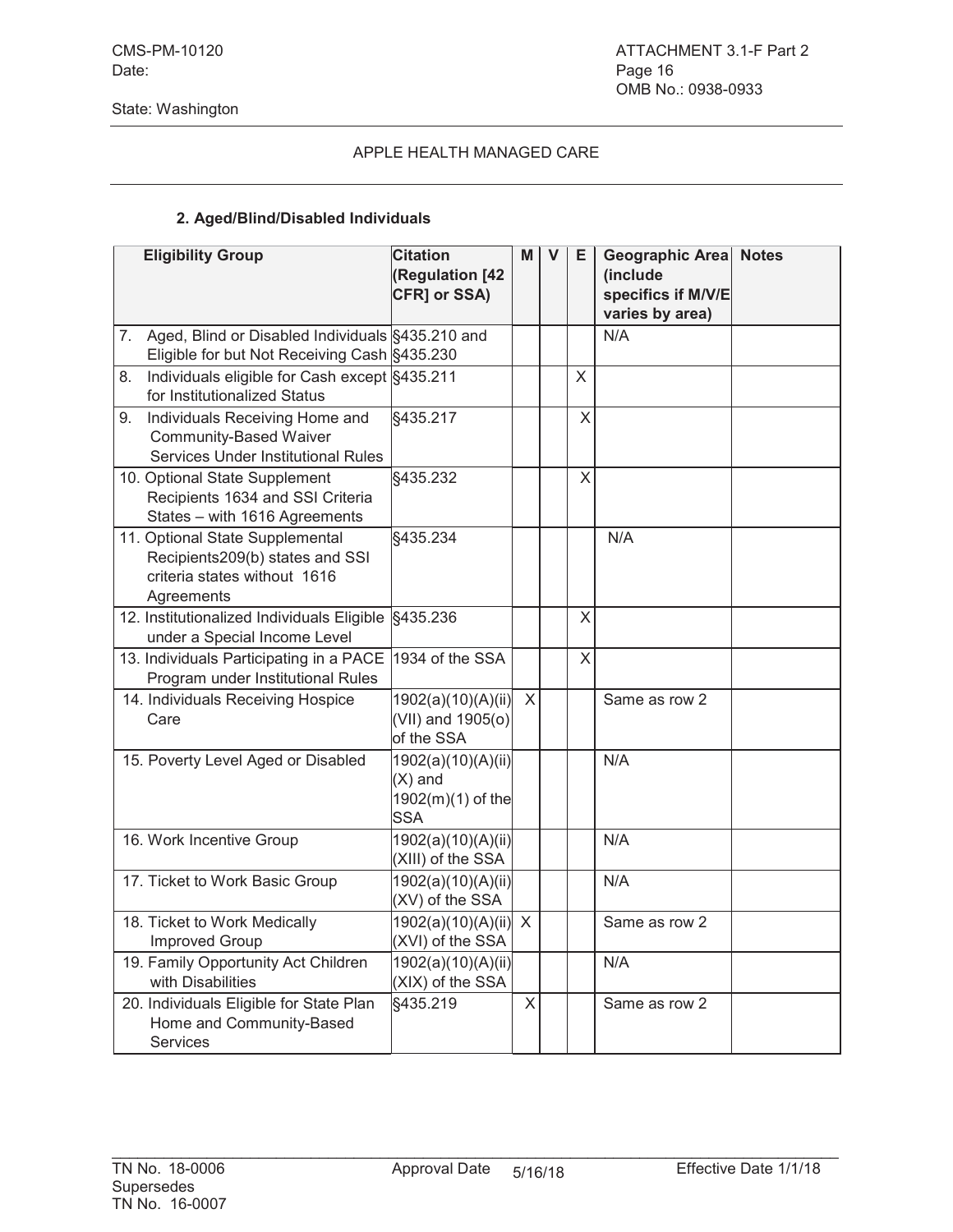State: Washington

APPLE HEALTH MANAGED CARE

**2. Aged/Blind/Disabled Individuals**

| Eligibility Group | Citation (Regulation [42 CFR] or SSA) | M | V | E | Geographic Area (include specifics if M/V/E varies by area) | Notes |
|---|---|---|---|---|---|---|
| 7. Aged, Blind or Disabled Individuals Eligible for but Not Receiving Cash | §435.210 and §435.230 | | | | N/A | |
| 8. Individuals eligible for Cash except for Institutionalized Status | §435.211 | | | X | | |
| 9. Individuals Receiving Home and Community-Based Waiver Services Under Institutional Rules | §435.217 | | | X | | |
| 10. Optional State Supplement Recipients 1634 and SSI Criteria States – with 1616 Agreements | §435.232 | | | X | | |
| 11. Optional State Supplemental Recipients209(b) states and SSI criteria states without 1616 Agreements | §435.234 | | | | N/A | |
| 12. Institutionalized Individuals Eligible under a Special Income Level | §435.236 | | | X | | |
| 13. Individuals Participating in a PACE Program under Institutional Rules | 1934 of the SSA | | | X | | |
| 14. Individuals Receiving Hospice Care | 1902(a)(10)(A)(ii)(VII) and 1905(o) of the SSA | X | | | Same as row 2 | |
| 15. Poverty Level Aged or Disabled | 1902(a)(10)(A)(ii)(X) and 1902(m)(1) of the SSA | | | | N/A | |
| 16. Work Incentive Group | 1902(a)(10)(A)(ii)(XIII) of the SSA | | | | N/A | |
| 17. Ticket to Work Basic Group | 1902(a)(10)(A)(ii)(XV) of the SSA | | | | N/A | |
| 18. Ticket to Work Medically Improved Group | 1902(a)(10)(A)(ii)(XVI) of the SSA | X | | | Same as row 2 | |
| 19. Family Opportunity Act Children with Disabilities | 1902(a)(10)(A)(ii)(XIX) of the SSA | | | | N/A | |
| 20. Individuals Eligible for State Plan Home and Community-Based Services | §435.219 | X | | | Same as row 2 | |

TN No. 18-0006 Approval Date 5/16/18 Effective Date 1/1/18
Supersedes
TN No. 16-0007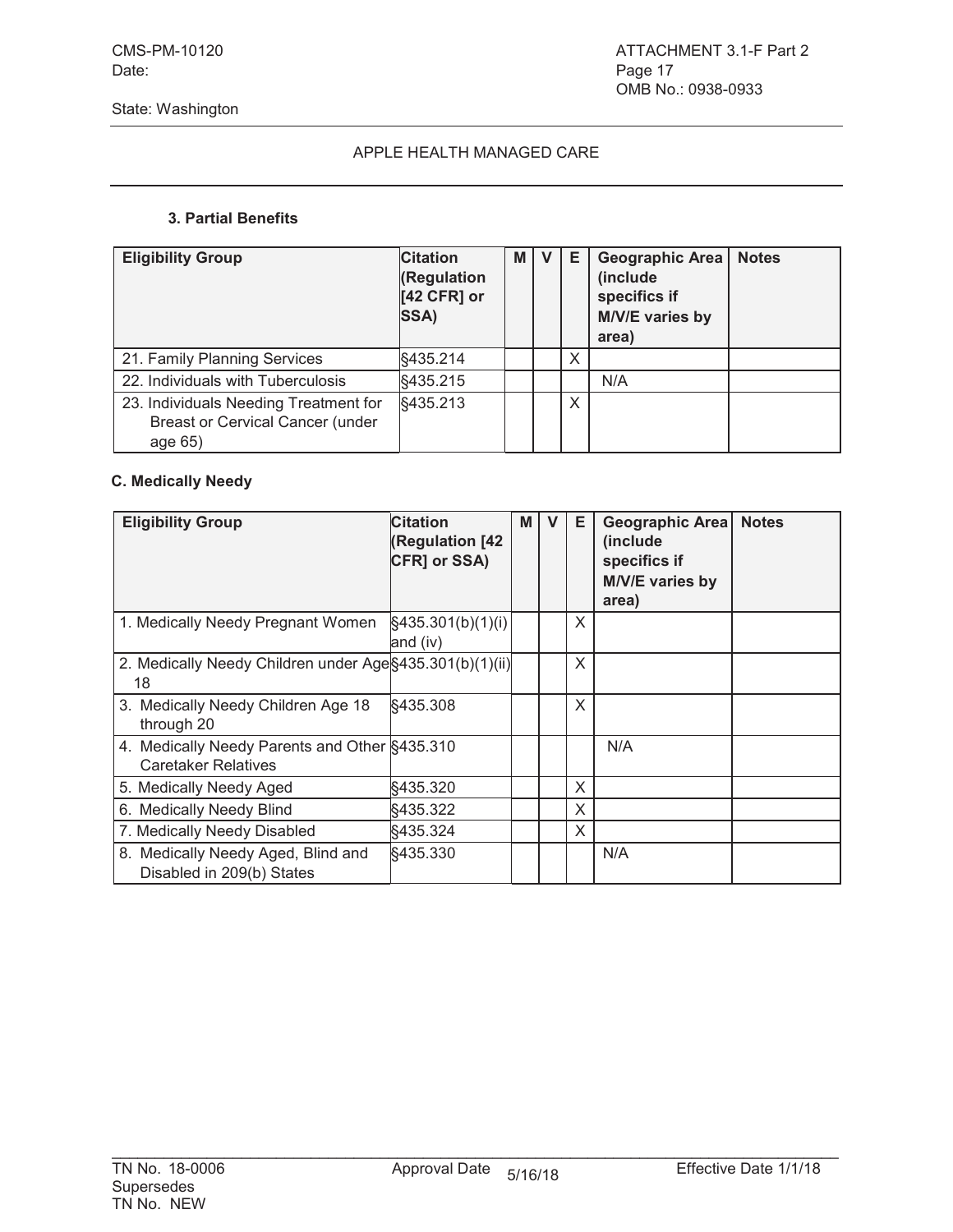CMS-PM-10120
Date:

State: Washington

ATTACHMENT 3.1-F Part 2
Page 17
OMB No.: 0938-0933

APPLE HEALTH MANAGED CARE

### 3. Partial Benefits

| Eligibility Group | Citation (Regulation [42 CFR] or SSA) | M | V | E | Geographic Area (include specifics if M/V/E varies by area) | Notes |
|---|---|---|---|---|---|---|
| 21. Family Planning Services | §435.214 | | | X | | |
| 22. Individuals with Tuberculosis | §435.215 | | | | N/A | |
| 23. Individuals Needing Treatment for Breast or Cervical Cancer (under age 65) | §435.213 | | | X | | |

### C. Medically Needy

| Eligibility Group | Citation (Regulation [42 CFR] or SSA) | M | V | E | Geographic Area (include specifics if M/V/E varies by area) | Notes |
|---|---|---|---|---|---|---|
| 1. Medically Needy Pregnant Women | §435.301(b)(1)(i) and (iv) | | | X | | |
| 2. Medically Needy Children under Age 18 | §435.301(b)(1)(ii) | | | X | | |
| 3. Medically Needy Children Age 18 through 20 | §435.308 | | | X | | |
| 4. Medically Needy Parents and Other Caretaker Relatives | §435.310 | | | | N/A | |
| 5. Medically Needy Aged | §435.320 | | | X | | |
| 6. Medically Needy Blind | §435.322 | | | X | | |
| 7. Medically Needy Disabled | §435.324 | | | X | | |
| 8. Medically Needy Aged, Blind and Disabled in 209(b) States | §435.330 | | | | N/A | |

TN No. 18-0006
Supersedes
TN No. NEW

Approval Date 5/16/18

Effective Date 1/1/18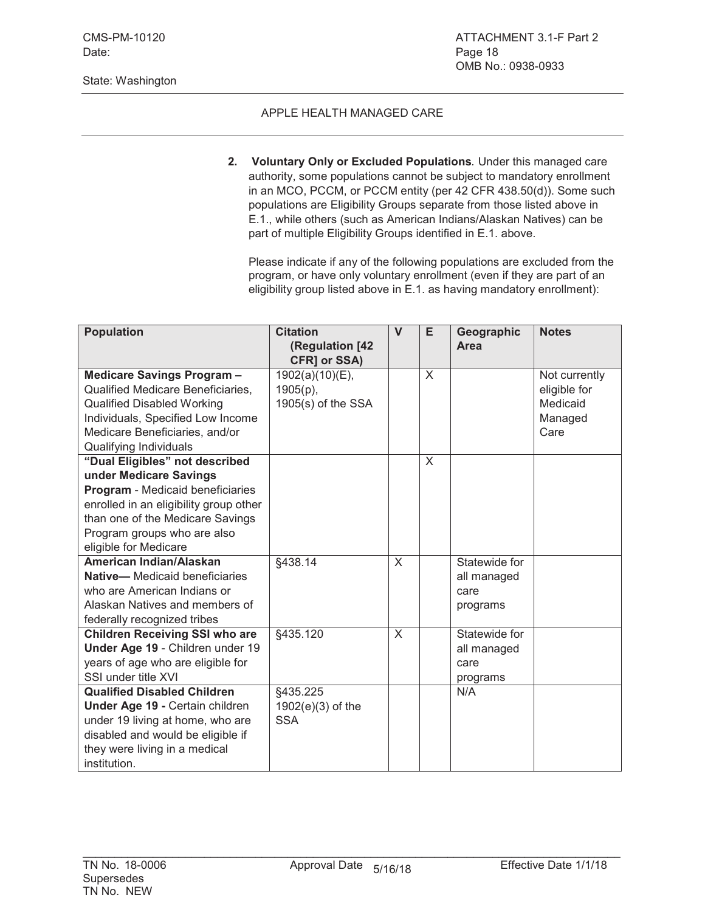## APPLE HEALTH MANAGED CARE

2. **Voluntary Only or Excluded Populations**. Under this managed care authority, some populations cannot be subject to mandatory enrollment in an MCO, PCCM, or PCCM entity (per 42 CFR 438.50(d)). Some such populations are Eligibility Groups separate from those listed above in E.1., while others (such as American Indians/Alaskan Natives) can be part of multiple Eligibility Groups identified in E.1. above.

   Please indicate if any of the following populations are excluded from the program, or have only voluntary enrollment (even if they are part of an eligibility group listed above in E.1. as having mandatory enrollment):

| Population | Citation (Regulation [42 CFR] or SSA) | V | E | Geographic Area | Notes |
|---|---|---|---|---|---|
| **Medicare Savings Program –** Qualified Medicare Beneficiaries, Qualified Disabled Working Individuals, Specified Low Income Medicare Beneficiaries, and/or Qualifying Individuals | 1902(a)(10)(E), 1905(p), 1905(s) of the SSA | | X | | Not currently eligible for Medicaid Managed Care |
| **"Dual Eligibles" not described under Medicare Savings Program** - Medicaid beneficiaries enrolled in an eligibility group other than one of the Medicare Savings Program groups who are also eligible for Medicare | | | X | | |
| **American Indian/Alaskan Native—** Medicaid beneficiaries who are American Indians or Alaskan Natives and members of federally recognized tribes | §438.14 | X | | Statewide for all managed care programs | |
| **Children Receiving SSI who are Under Age 19** - Children under 19 years of age who are eligible for SSI under title XVI | §435.120 | X | | Statewide for all managed care programs | |
| **Qualified Disabled Children Under Age 19 -** Certain children under 19 living at home, who are disabled and would be eligible if they were living in a medical institution. | §435.225 1902(e)(3) of the SSA | | | N/A | |

TN No. 18-0006 Supersedes TN No. NEW | Approval Date 5/16/18 | Effective Date 1/1/18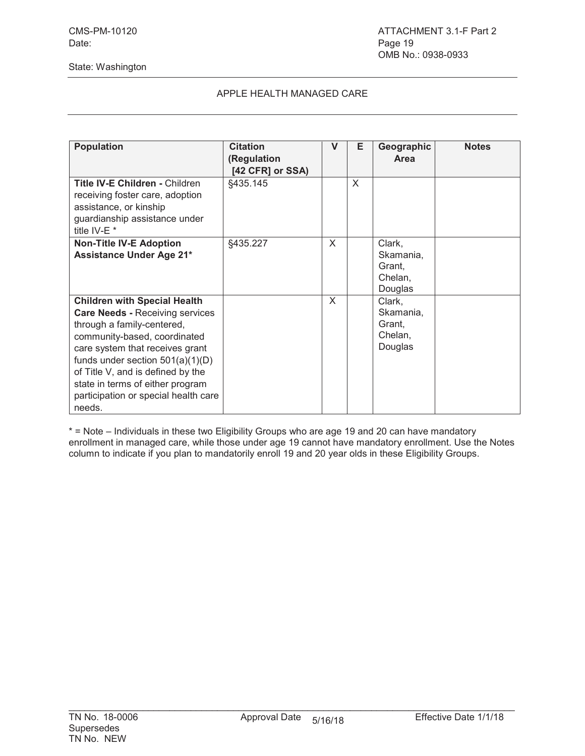## APPLE HEALTH MANAGED CARE

| Population | Citation (Regulation [42 CFR] or SSA) | V | E | Geographic Area | Notes |
|---|---|---|---|---|---|
| **Title IV-E Children -** Children receiving foster care, adoption assistance, or kinship guardianship assistance under title IV-E * | §435.145 | | X | | |
| **Non-Title IV-E Adoption Assistance Under Age 21*** | §435.227 | X | | Clark, Skamania, Grant, Chelan, Douglas | |
| **Children with Special Health Care Needs -** Receiving services through a family-centered, community-based, coordinated care system that receives grant funds under section 501(a)(1)(D) of Title V, and is defined by the state in terms of either program participation or special health care needs. | | X | | Clark, Skamania, Grant, Chelan, Douglas | |

* = Note – Individuals in these two Eligibility Groups who are age 19 and 20 can have mandatory enrollment in managed care, while those under age 19 cannot have mandatory enrollment. Use the Notes column to indicate if you plan to mandatorily enroll 19 and 20 year olds in these Eligibility Groups.

TN No. 18-0006
Supersedes
TN No. NEW

Approval Date 5/16/18

Effective Date 1/1/18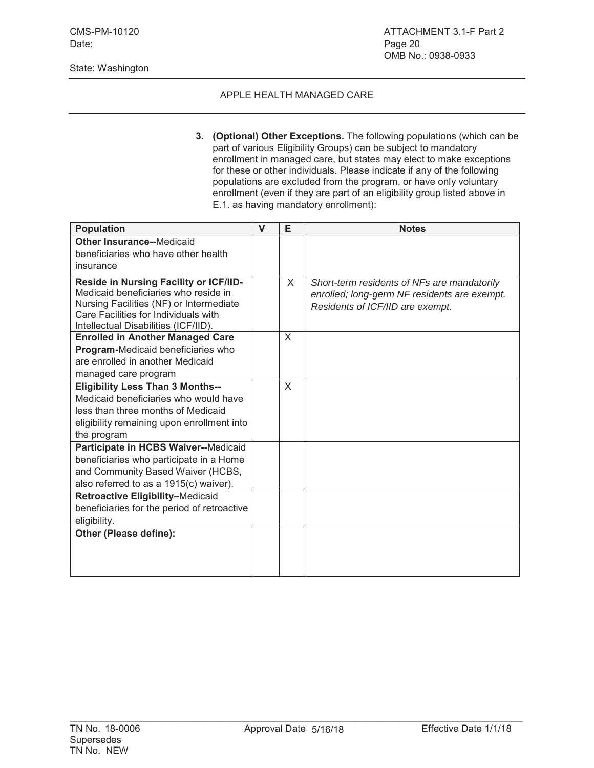APPLE HEALTH MANAGED CARE

3. **(Optional) Other Exceptions.** The following populations (which can be part of various Eligibility Groups) can be subject to mandatory enrollment in managed care, but states may elect to make exceptions for these or other individuals. Please indicate if any of the following populations are excluded from the program, or have only voluntary enrollment (even if they are part of an eligibility group listed above in E.1. as having mandatory enrollment):

| Population | V | E | Notes |
|---|---|---|---|
| **Other Insurance--**Medicaid beneficiaries who have other health insurance | | | |
| **Reside in Nursing Facility or ICF/IID-** Medicaid beneficiaries who reside in Nursing Facilities (NF) or Intermediate Care Facilities for Individuals with Intellectual Disabilities (ICF/IID). | | X | *Short-term residents of NFs are mandatorily enrolled; long-germ NF residents are exempt. Residents of ICF/IID are exempt.* |
| **Enrolled in Another Managed Care Program-**Medicaid beneficiaries who are enrolled in another Medicaid managed care program | | X | |
| **Eligibility Less Than 3 Months--** Medicaid beneficiaries who would have less than three months of Medicaid eligibility remaining upon enrollment into the program | | X | |
| **Participate in HCBS Waiver--**Medicaid beneficiaries who participate in a Home and Community Based Waiver (HCBS, also referred to as a 1915(c) waiver). | | | |
| **Retroactive Eligibility–**Medicaid beneficiaries for the period of retroactive eligibility. | | | |
| **Other (Please define):** | | | |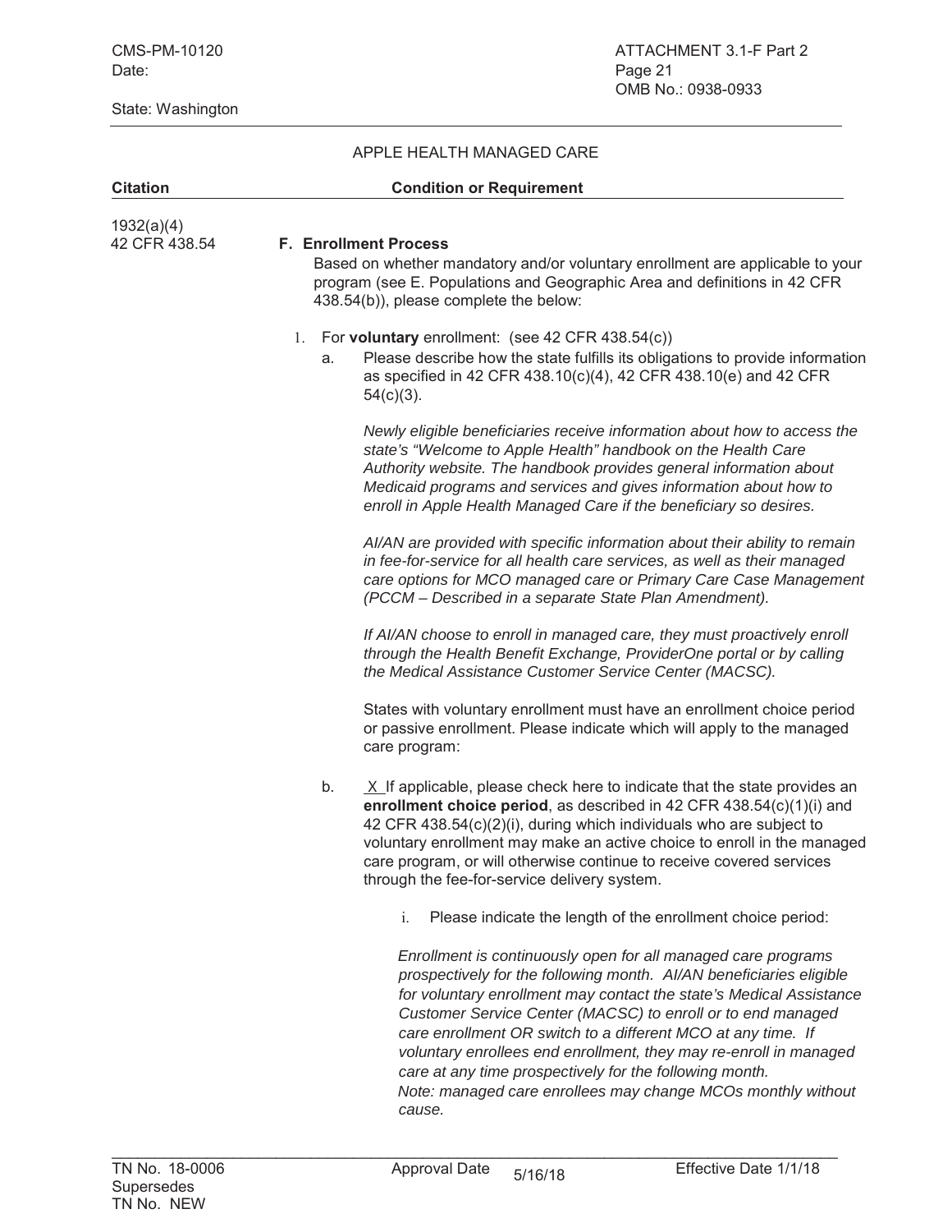State: Washington

APPLE HEALTH MANAGED CARE

| Citation | Condition or Requirement |
|---|---|

1932(a)(4)
42 CFR 438.54

**F. Enrollment Process**

Based on whether mandatory and/or voluntary enrollment are applicable to your program (see E. Populations and Geographic Area and definitions in 42 CFR 438.54(b)), please complete the below:

1. For **voluntary** enrollment: (see 42 CFR 438.54(c))

   a. Please describe how the state fulfills its obligations to provide information as specified in 42 CFR 438.10(c)(4), 42 CFR 438.10(e) and 42 CFR 54(c)(3).

   *Newly eligible beneficiaries receive information about how to access the state's "Welcome to Apple Health" handbook on the Health Care Authority website. The handbook provides general information about Medicaid programs and services and gives information about how to enroll in Apple Health Managed Care if the beneficiary so desires.*

   *AI/AN are provided with specific information about their ability to remain in fee-for-service for all health care services, as well as their managed care options for MCO managed care or Primary Care Case Management (PCCM – Described in a separate State Plan Amendment).*

   *If AI/AN choose to enroll in managed care, they must proactively enroll through the Health Benefit Exchange, ProviderOne portal or by calling the Medical Assistance Customer Service Center (MACSC).*

   States with voluntary enrollment must have an enrollment choice period or passive enrollment. Please indicate which will apply to the managed care program:

   b. X If applicable, please check here to indicate that the state provides an **enrollment choice period**, as described in 42 CFR 438.54(c)(1)(i) and 42 CFR 438.54(c)(2)(i), during which individuals who are subject to voluntary enrollment may make an active choice to enroll in the managed care program, or will otherwise continue to receive covered services through the fee-for-service delivery system.

      i. Please indicate the length of the enrollment choice period:

      *Enrollment is continuously open for all managed care programs prospectively for the following month. AI/AN beneficiaries eligible for voluntary enrollment may contact the state's Medical Assistance Customer Service Center (MACSC) to enroll or to end managed care enrollment OR switch to a different MCO at any time. If voluntary enrollees end enrollment, they may re-enroll in managed care at any time prospectively for the following month.*
      *Note: managed care enrollees may change MCOs monthly without cause.*

TN No. 18-0006 Approval Date 5/16/18 Effective Date 1/1/18
Supersedes
TN No. NEW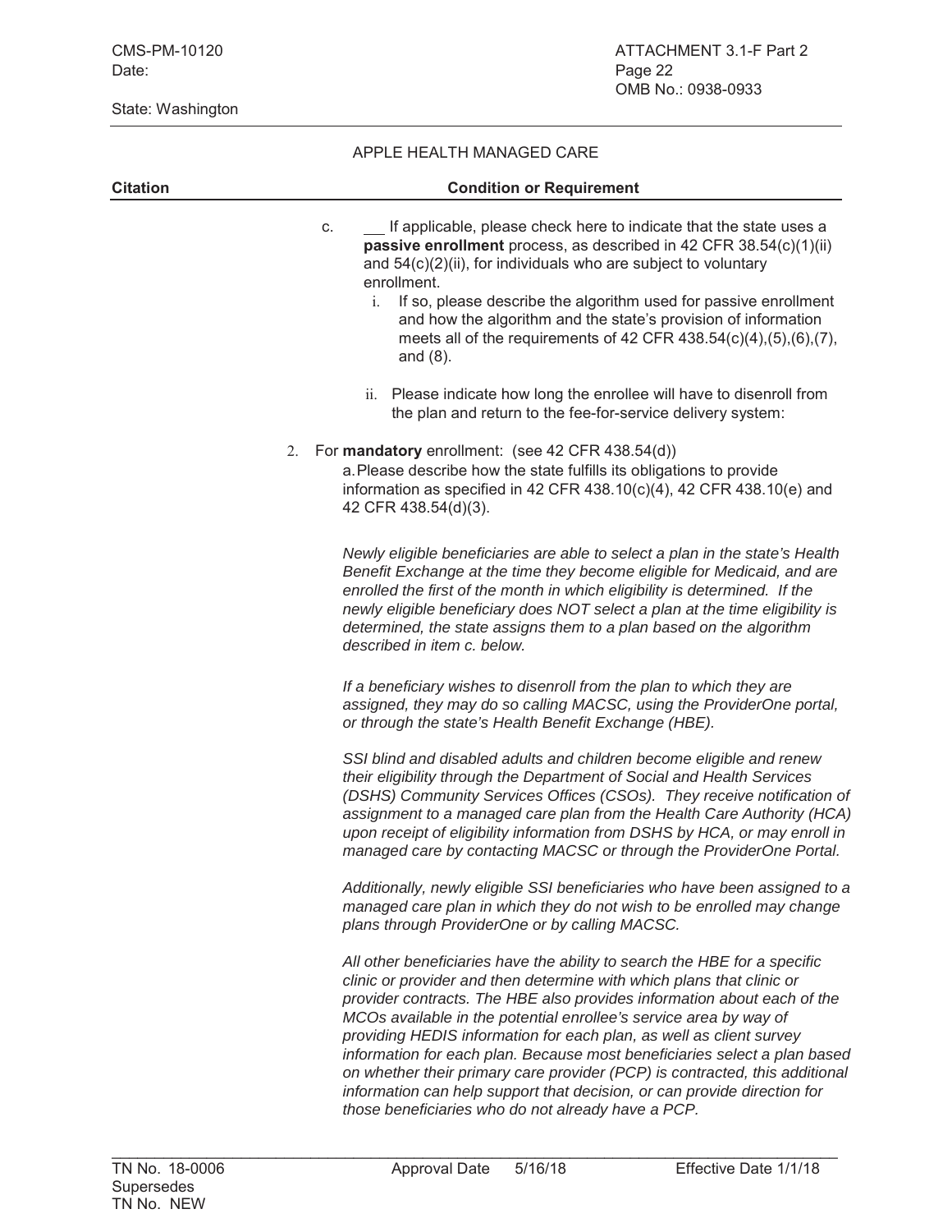APPLE HEALTH MANAGED CARE

| Citation | Condition or Requirement |
|---|---|

c. ___ If applicable, please check here to indicate that the state uses a **passive enrollment** process, as described in 42 CFR 38.54(c)(1)(ii) and 54(c)(2)(ii), for individuals who are subject to voluntary enrollment.

i. If so, please describe the algorithm used for passive enrollment and how the algorithm and the state's provision of information meets all of the requirements of 42 CFR 438.54(c)(4),(5),(6),(7), and (8).

ii. Please indicate how long the enrollee will have to disenroll from the plan and return to the fee-for-service delivery system:

2. For **mandatory** enrollment: (see 42 CFR 438.54(d))

a. Please describe how the state fulfills its obligations to provide information as specified in 42 CFR 438.10(c)(4), 42 CFR 438.10(e) and 42 CFR 438.54(d)(3).

*Newly eligible beneficiaries are able to select a plan in the state's Health Benefit Exchange at the time they become eligible for Medicaid, and are enrolled the first of the month in which eligibility is determined. If the newly eligible beneficiary does NOT select a plan at the time eligibility is determined, the state assigns them to a plan based on the algorithm described in item c. below.*

*If a beneficiary wishes to disenroll from the plan to which they are assigned, they may do so calling MACSC, using the ProviderOne portal, or through the state's Health Benefit Exchange (HBE).*

*SSI blind and disabled adults and children become eligible and renew their eligibility through the Department of Social and Health Services (DSHS) Community Services Offices (CSOs). They receive notification of assignment to a managed care plan from the Health Care Authority (HCA) upon receipt of eligibility information from DSHS by HCA, or may enroll in managed care by contacting MACSC or through the ProviderOne Portal.*

*Additionally, newly eligible SSI beneficiaries who have been assigned to a managed care plan in which they do not wish to be enrolled may change plans through ProviderOne or by calling MACSC.*

*All other beneficiaries have the ability to search the HBE for a specific clinic or provider and then determine with which plans that clinic or provider contracts. The HBE also provides information about each of the MCOs available in the potential enrollee's service area by way of providing HEDIS information for each plan, as well as client survey information for each plan. Because most beneficiaries select a plan based on whether their primary care provider (PCP) is contracted, this additional information can help support that decision, or can provide direction for those beneficiaries who do not already have a PCP.*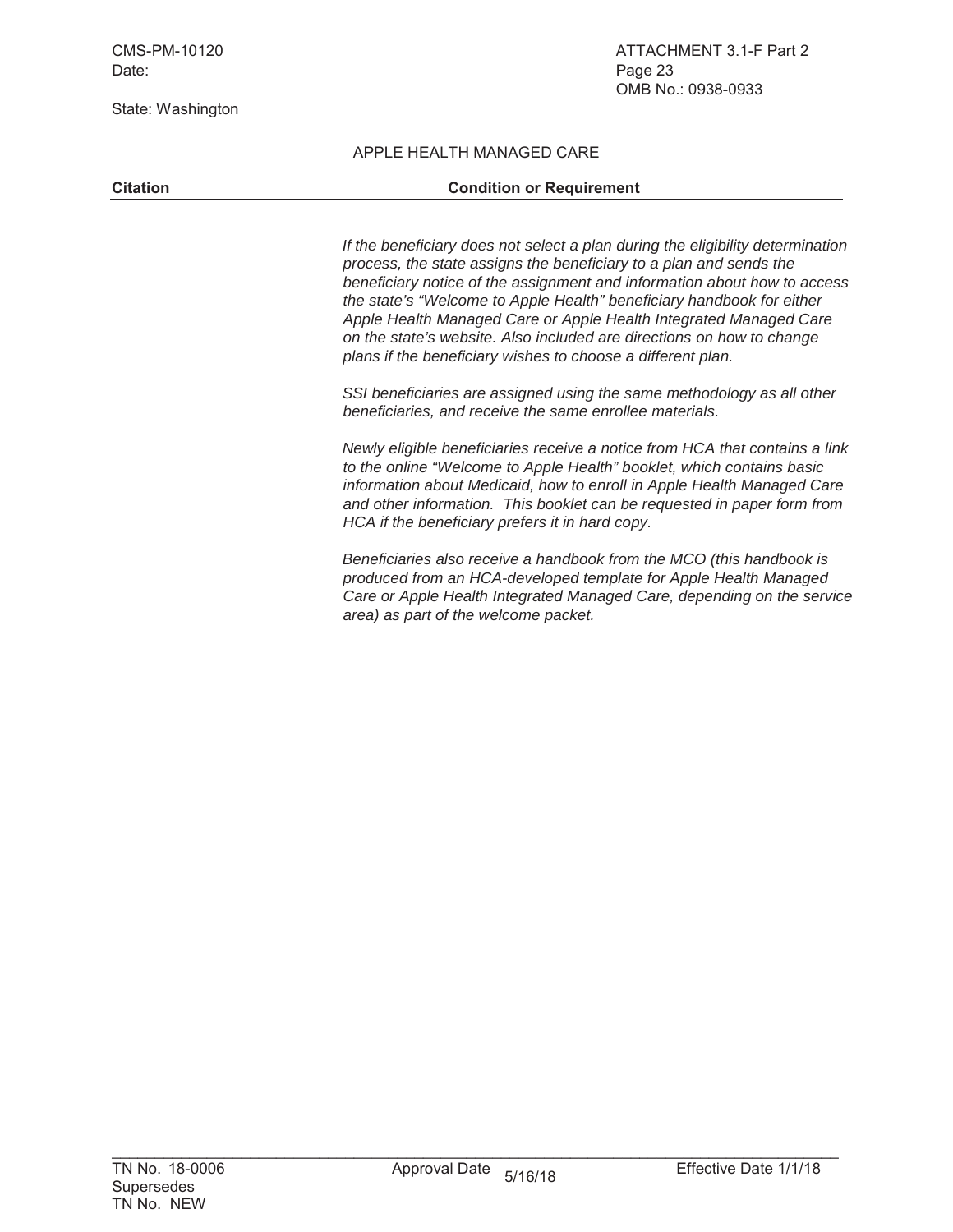## APPLE HEALTH MANAGED CARE

| Citation | Condition or Requirement |
| --- | --- |

*If the beneficiary does not select a plan during the eligibility determination process, the state assigns the beneficiary to a plan and sends the beneficiary notice of the assignment and information about how to access the state's "Welcome to Apple Health" beneficiary handbook for either Apple Health Managed Care or Apple Health Integrated Managed Care on the state's website. Also included are directions on how to change plans if the beneficiary wishes to choose a different plan.*

*SSI beneficiaries are assigned using the same methodology as all other beneficiaries, and receive the same enrollee materials.*

*Newly eligible beneficiaries receive a notice from HCA that contains a link to the online "Welcome to Apple Health" booklet, which contains basic information about Medicaid, how to enroll in Apple Health Managed Care and other information. This booklet can be requested in paper form from HCA if the beneficiary prefers it in hard copy.*

*Beneficiaries also receive a handbook from the MCO (this handbook is produced from an HCA-developed template for Apple Health Managed Care or Apple Health Integrated Managed Care, depending on the service area) as part of the welcome packet.*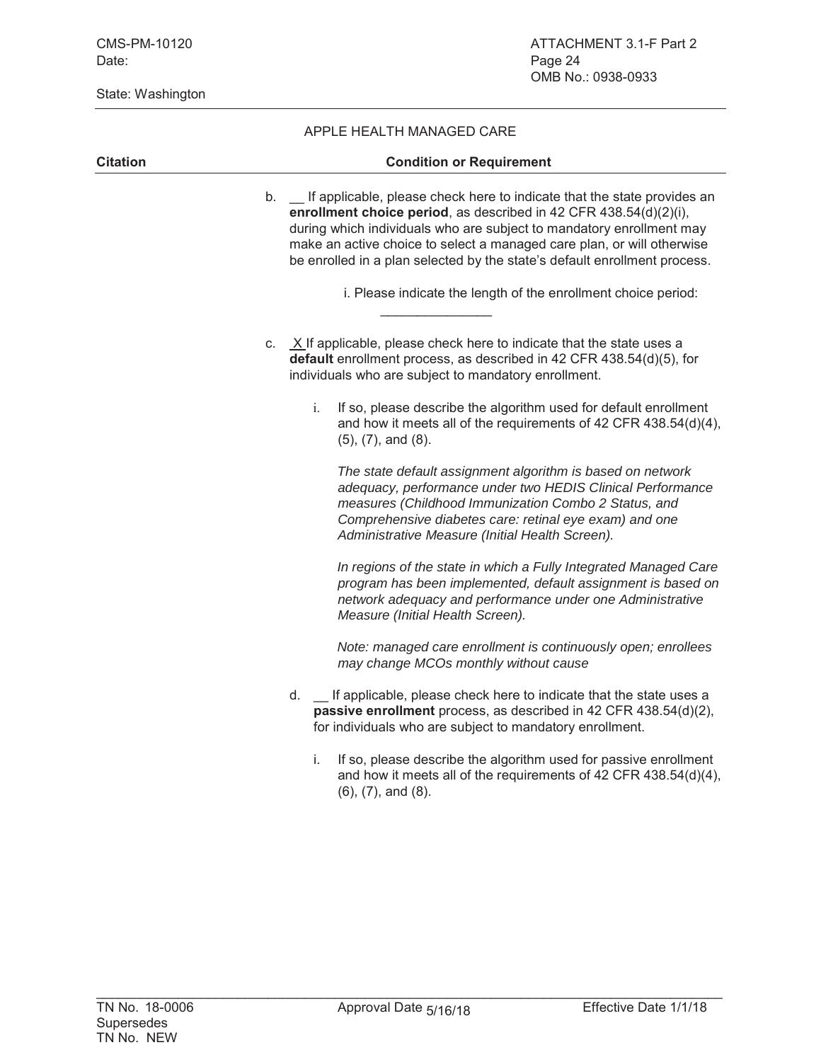APPLE HEALTH MANAGED CARE

| Citation | Condition or Requirement |
|---|---|

b. __ If applicable, please check here to indicate that the state provides an **enrollment choice period**, as described in 42 CFR 438.54(d)(2)(i), during which individuals who are subject to mandatory enrollment may make an active choice to select a managed care plan, or will otherwise be enrolled in a plan selected by the state's default enrollment process.

   i. Please indicate the length of the enrollment choice period: _______________

c. X If applicable, please check here to indicate that the state uses a **default** enrollment process, as described in 42 CFR 438.54(d)(5), for individuals who are subject to mandatory enrollment.

   i. If so, please describe the algorithm used for default enrollment and how it meets all of the requirements of 42 CFR 438.54(d)(4), (5), (7), and (8).

      *The state default assignment algorithm is based on network adequacy, performance under two HEDIS Clinical Performance measures (Childhood Immunization Combo 2 Status, and Comprehensive diabetes care: retinal eye exam) and one Administrative Measure (Initial Health Screen).*

      *In regions of the state in which a Fully Integrated Managed Care program has been implemented, default assignment is based on network adequacy and performance under one Administrative Measure (Initial Health Screen).*

      *Note: managed care enrollment is continuously open; enrollees may change MCOs monthly without cause*

d. __ If applicable, please check here to indicate that the state uses a **passive enrollment** process, as described in 42 CFR 438.54(d)(2), for individuals who are subject to mandatory enrollment.

   i. If so, please describe the algorithm used for passive enrollment and how it meets all of the requirements of 42 CFR 438.54(d)(4), (6), (7), and (8).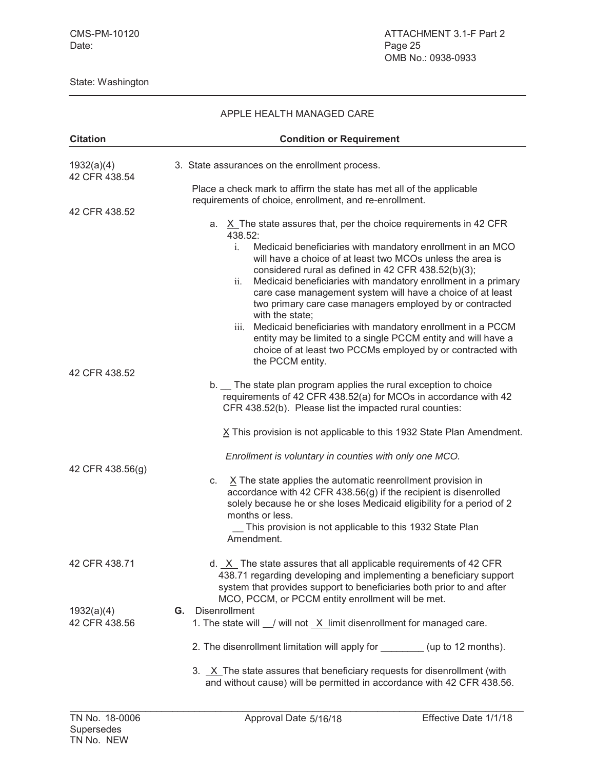CMS-PM-10120
Date:

ATTACHMENT 3.1-F Part 2
Page 25
OMB No.: 0938-0933

State: Washington

APPLE HEALTH MANAGED CARE

| Citation | Condition or Requirement |
|---|---|
| 1932(a)(4)<br>42 CFR 438.54 | 3. State assurances on the enrollment process.<br><br>Place a check mark to affirm the state has met all of the applicable requirements of choice, enrollment, and re-enrollment. |
| 42 CFR 438.52 | a. _X_ The state assures that, per the choice requirements in 42 CFR 438.52:<br>i. Medicaid beneficiaries with mandatory enrollment in an MCO will have a choice of at least two MCOs unless the area is considered rural as defined in 42 CFR 438.52(b)(3);<br>ii. Medicaid beneficiaries with mandatory enrollment in a primary care case management system will have a choice of at least two primary care case managers employed by or contracted with the state;<br>iii. Medicaid beneficiaries with mandatory enrollment in a PCCM entity may be limited to a single PCCM entity and will have a choice of at least two PCCMs employed by or contracted with the PCCM entity. |
| 42 CFR 438.52 | b. __ The state plan program applies the rural exception to choice requirements of 42 CFR 438.52(a) for MCOs in accordance with 42 CFR 438.52(b). Please list the impacted rural counties:<br><br>_X_ This provision is not applicable to this 1932 State Plan Amendment.<br><br>*Enrollment is voluntary in counties with only one MCO.* |
| 42 CFR 438.56(g) | c. _X_ The state applies the automatic reenrollment provision in accordance with 42 CFR 438.56(g) if the recipient is disenrolled solely because he or she loses Medicaid eligibility for a period of 2 months or less.<br>__ This provision is not applicable to this 1932 State Plan Amendment. |
| 42 CFR 438.71 | d. _X_ The state assures that all applicable requirements of 42 CFR 438.71 regarding developing and implementing a beneficiary support system that provides support to beneficiaries both prior to and after MCO, PCCM, or PCCM entity enrollment will be met. |
| 1932(a)(4)<br>42 CFR 438.56 | **G.** Disenrollment<br>1. The state will __/ will not _X_ limit disenrollment for managed care.<br><br>2. The disenrollment limitation will apply for ________ (up to 12 months).<br><br>3. _X_ The state assures that beneficiary requests for disenrollment (with and without cause) will be permitted in accordance with 42 CFR 438.56. |

TN No. 18-0006
Supersedes
TN No. NEW

Approval Date 5/16/18

Effective Date 1/1/18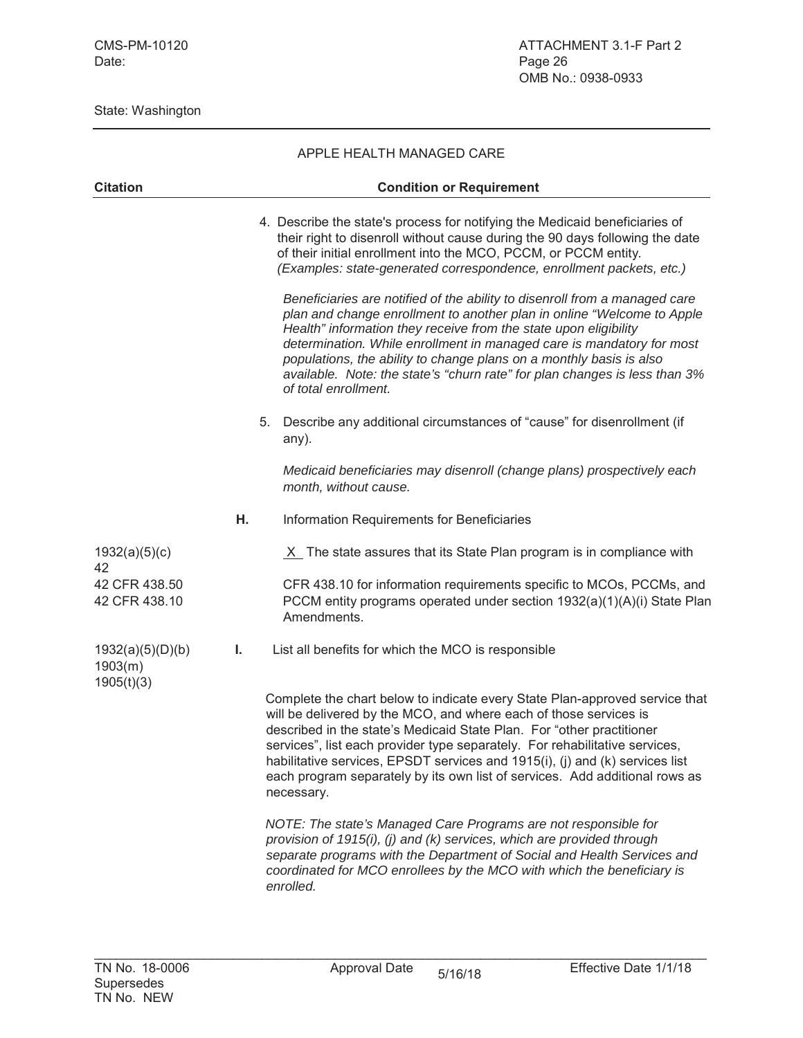State: Washington

APPLE HEALTH MANAGED CARE

| Citation | Condition or Requirement |
|---|---|
| | 4. Describe the state's process for notifying the Medicaid beneficiaries of their right to disenroll without cause during the 90 days following the date of their initial enrollment into the MCO, PCCM, or PCCM entity. *(Examples: state-generated correspondence, enrollment packets, etc.)* |
| | *Beneficiaries are notified of the ability to disenroll from a managed care plan and change enrollment to another plan in online "Welcome to Apple Health" information they receive from the state upon eligibility determination. While enrollment in managed care is mandatory for most populations, the ability to change plans on a monthly basis is also available. Note: the state's "churn rate" for plan changes is less than 3% of total enrollment.* |
| | 5. Describe any additional circumstances of "cause" for disenrollment (if any). |
| | *Medicaid beneficiaries may disenroll (change plans) prospectively each month, without cause.* |
| | **H.** Information Requirements for Beneficiaries |
| 1932(a)(5)(c)<br>42 CFR 438.50<br>42 CFR 438.10 | \_X\_ The state assures that its State Plan program is in compliance with 42 CFR 438.10 for information requirements specific to MCOs, PCCMs, and PCCM entity programs operated under section 1932(a)(1)(A)(i) State Plan Amendments. |
| 1932(a)(5)(D)(b)<br>1903(m)<br>1905(t)(3) | **I.** List all benefits for which the MCO is responsible |
| | Complete the chart below to indicate every State Plan-approved service that will be delivered by the MCO, and where each of those services is described in the state's Medicaid State Plan. For "other practitioner services", list each provider type separately. For rehabilitative services, habilitative services, EPSDT services and 1915(i), (j) and (k) services list each program separately by its own list of services. Add additional rows as necessary. |
| | *NOTE: The state's Managed Care Programs are not responsible for provision of 1915(i), (j) and (k) services, which are provided through separate programs with the Department of Social and Health Services and coordinated for MCO enrollees by the MCO with which the beneficiary is enrolled.* |

TN No. 18-0006 Supersedes TN No. NEW — Approval Date 5/16/18 — Effective Date 1/1/18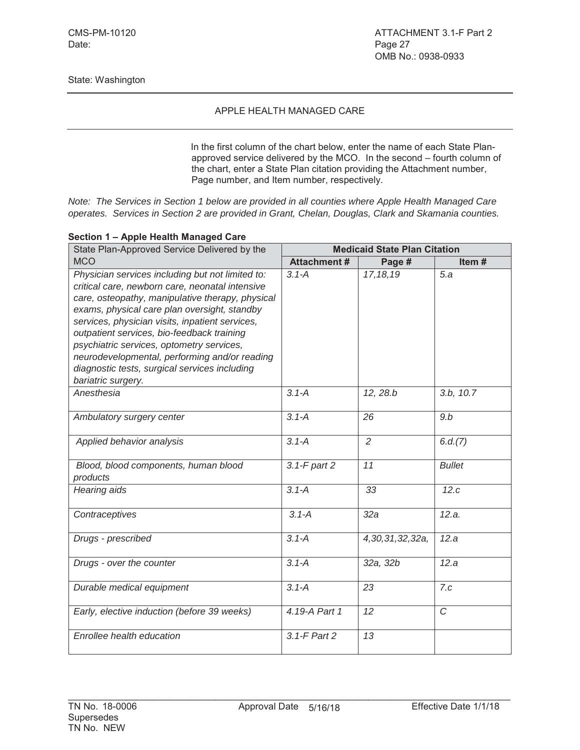CMS-PM-10120
Date:

ATTACHMENT 3.1-F Part 2
Page 27
OMB No.: 0938-0933

State: Washington

APPLE HEALTH MANAGED CARE

In the first column of the chart below, enter the name of each State Plan-approved service delivered by the MCO. In the second – fourth column of the chart, enter a State Plan citation providing the Attachment number, Page number, and Item number, respectively.

*Note: The Services in Section 1 below are provided in all counties where Apple Health Managed Care operates. Services in Section 2 are provided in Grant, Chelan, Douglas, Clark and Skamania counties.*

**Section 1 – Apple Health Managed Care**

| State Plan-Approved Service Delivered by the MCO | **Medicaid State Plan Citation** | | |
|---|---|---|---|
| | **Attachment #** | **Page #** | **Item #** |
| *Physician services including but not limited to: critical care, newborn care, neonatal intensive care, osteopathy, manipulative therapy, physical exams, physical care plan oversight, standby services, physician visits, inpatient services, outpatient services, bio-feedback training psychiatric services, optometry services, neurodevelopmental, performing and/or reading diagnostic tests, surgical services including bariatric surgery.* | *3.1-A* | *17,18,19* | *5.a* |
| *Anesthesia* | *3.1-A* | *12, 28.b* | *3.b, 10.7* |
| *Ambulatory surgery center* | *3.1-A* | *26* | *9.b* |
| *Applied behavior analysis* | *3.1-A* | *2* | *6.d.(7)* |
| *Blood, blood components, human blood products* | *3.1-F part 2* | *11* | *Bullet* |
| *Hearing aids* | *3.1-A* | *33* | *12.c* |
| *Contraceptives* | *3.1-A* | *32a* | *12.a.* |
| *Drugs - prescribed* | *3.1-A* | *4,30,31,32,32a,* | *12.a* |
| *Drugs - over the counter* | *3.1-A* | *32a, 32b* | *12.a* |
| *Durable medical equipment* | *3.1-A* | *23* | *7.c* |
| *Early, elective induction (before 39 weeks)* | *4.19-A Part 1* | *12* | *C* |
| *Enrollee health education* | *3.1-F Part 2* | *13* | |

TN No. 18-0006
Supersedes
TN No. NEW

Approval Date 5/16/18

Effective Date 1/1/18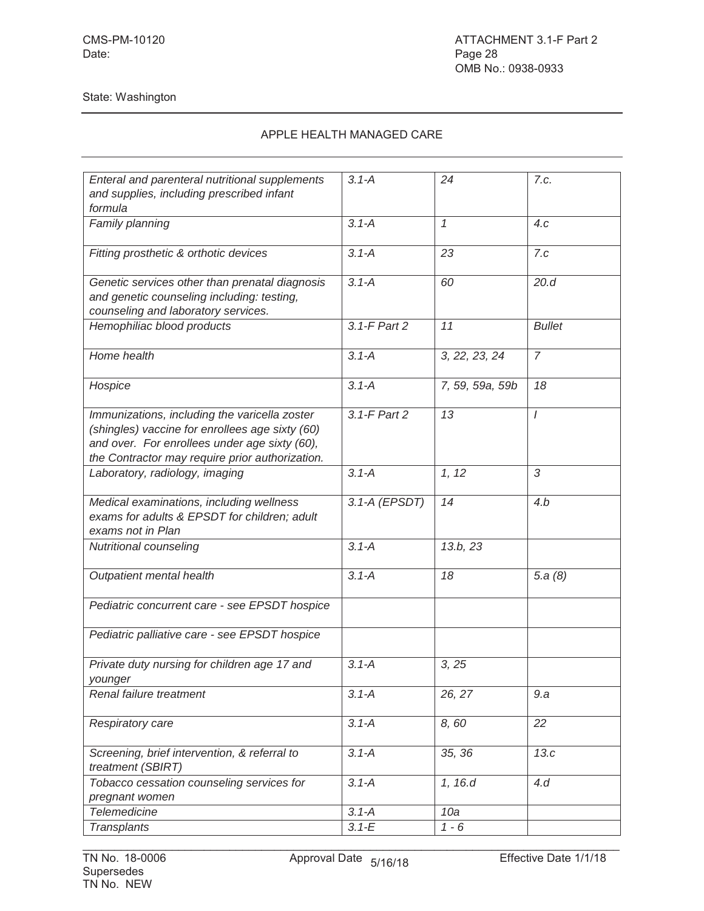State: Washington

APPLE HEALTH MANAGED CARE

| | | | |
|---|---|---|---|
| *Enteral and parenteral nutritional supplements and supplies, including prescribed infant formula* | *3.1-A* | *24* | *7.c.* |
| *Family planning* | *3.1-A* | *1* | *4.c* |
| *Fitting prosthetic & orthotic devices* | *3.1-A* | *23* | *7.c* |
| *Genetic services other than prenatal diagnosis and genetic counseling including: testing, counseling and laboratory services.* | *3.1-A* | *60* | *20.d* |
| *Hemophiliac blood products* | *3.1-F Part 2* | *11* | *Bullet* |
| *Home health* | *3.1-A* | *3, 22, 23, 24* | *7* |
| *Hospice* | *3.1-A* | *7, 59, 59a, 59b* | *18* |
| *Immunizations, including the varicella zoster (shingles) vaccine for enrollees age sixty (60) and over. For enrollees under age sixty (60), the Contractor may require prior authorization.* | *3.1-F Part 2* | *13* | *I* |
| *Laboratory, radiology, imaging* | *3.1-A* | *1, 12* | *3* |
| *Medical examinations, including wellness exams for adults & EPSDT for children; adult exams not in Plan* | *3.1-A (EPSDT)* | *14* | *4.b* |
| *Nutritional counseling* | *3.1-A* | *13.b, 23* | |
| *Outpatient mental health* | *3.1-A* | *18* | *5.a (8)* |
| *Pediatric concurrent care - see EPSDT hospice* | | | |
| *Pediatric palliative care - see EPSDT hospice* | | | |
| *Private duty nursing for children age 17 and younger* | *3.1-A* | *3, 25* | |
| *Renal failure treatment* | *3.1-A* | *26, 27* | *9.a* |
| *Respiratory care* | *3.1-A* | *8, 60* | *22* |
| *Screening, brief intervention, & referral to treatment (SBIRT)* | *3.1-A* | *35, 36* | *13.c* |
| *Tobacco cessation counseling services for pregnant women* | *3.1-A* | *1, 16.d* | *4.d* |
| *Telemedicine* | *3.1-A* | *10a* | |
| *Transplants* | *3.1-E* | *1 - 6* | |

TN No. 18-0006 Approval Date 5/16/18 Effective Date 1/1/18
Supersedes
TN No. NEW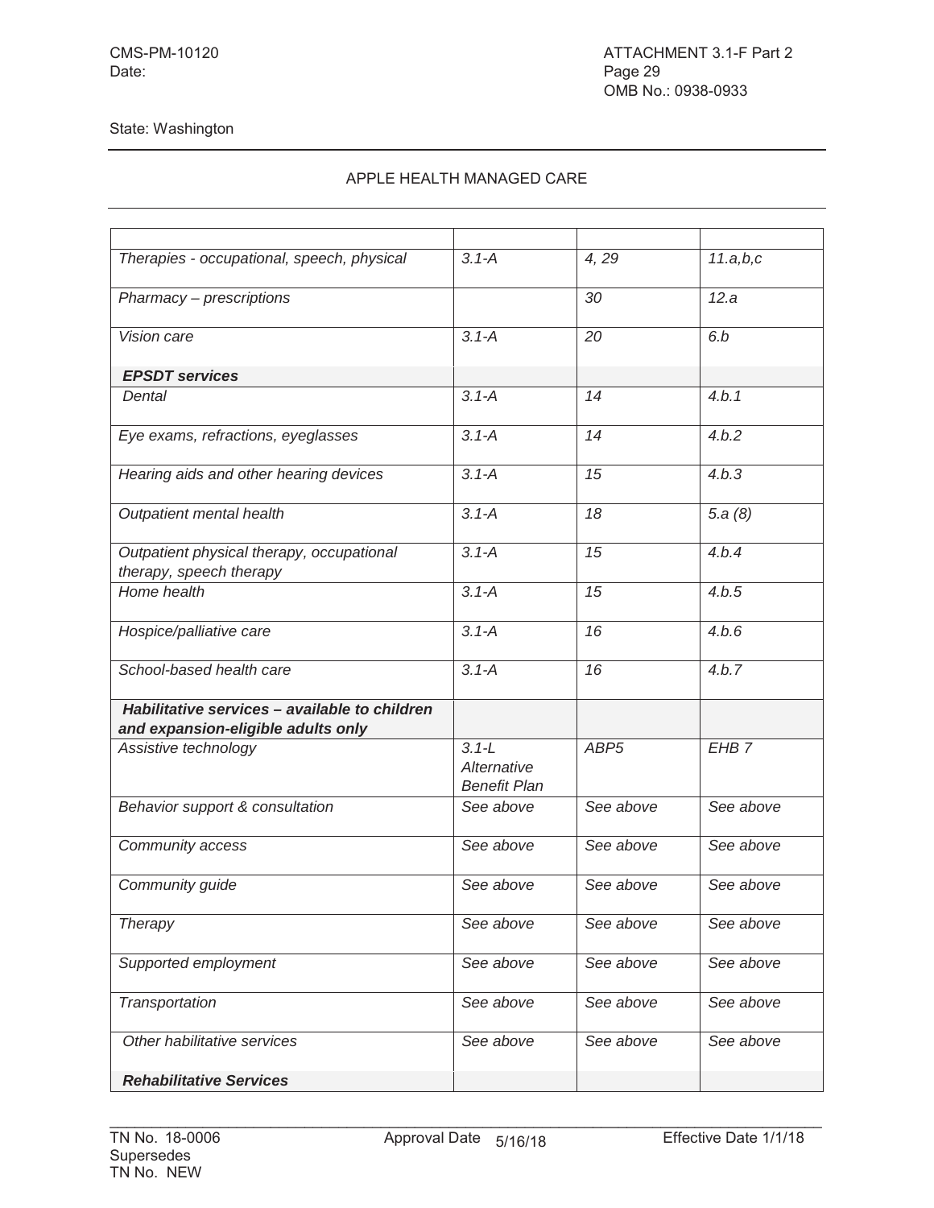State: Washington

APPLE HEALTH MANAGED CARE

| | | | |
|---|---|---|---|
| *Therapies - occupational, speech, physical* | *3.1-A* | *4, 29* | *11.a,b,c* |
| *Pharmacy – prescriptions* | | *30* | *12.a* |
| *Vision care* | *3.1-A* | *20* | *6.b* |
| ***EPSDT services*** | | | |
| *Dental* | *3.1-A* | *14* | *4.b.1* |
| *Eye exams, refractions, eyeglasses* | *3.1-A* | *14* | *4.b.2* |
| *Hearing aids and other hearing devices* | *3.1-A* | *15* | *4.b.3* |
| *Outpatient mental health* | *3.1-A* | *18* | *5.a (8)* |
| *Outpatient physical therapy, occupational therapy, speech therapy* | *3.1-A* | *15* | *4.b.4* |
| *Home health* | *3.1-A* | *15* | *4.b.5* |
| *Hospice/palliative care* | *3.1-A* | *16* | *4.b.6* |
| *School-based health care* | *3.1-A* | *16* | *4.b.7* |
| ***Habilitative services – available to children and expansion-eligible adults only*** | | | |
| *Assistive technology* | *3.1-L Alternative Benefit Plan* | *ABP5* | *EHB 7* |
| *Behavior support & consultation* | *See above* | *See above* | *See above* |
| *Community access* | *See above* | *See above* | *See above* |
| *Community guide* | *See above* | *See above* | *See above* |
| *Therapy* | *See above* | *See above* | *See above* |
| *Supported employment* | *See above* | *See above* | *See above* |
| *Transportation* | *See above* | *See above* | *See above* |
| *Other habilitative services* | *See above* | *See above* | *See above* |
| ***Rehabilitative Services*** | | | |

TN No. 18-0006 Approval Date 5/16/18 Effective Date 1/1/18
Supersedes
TN No. NEW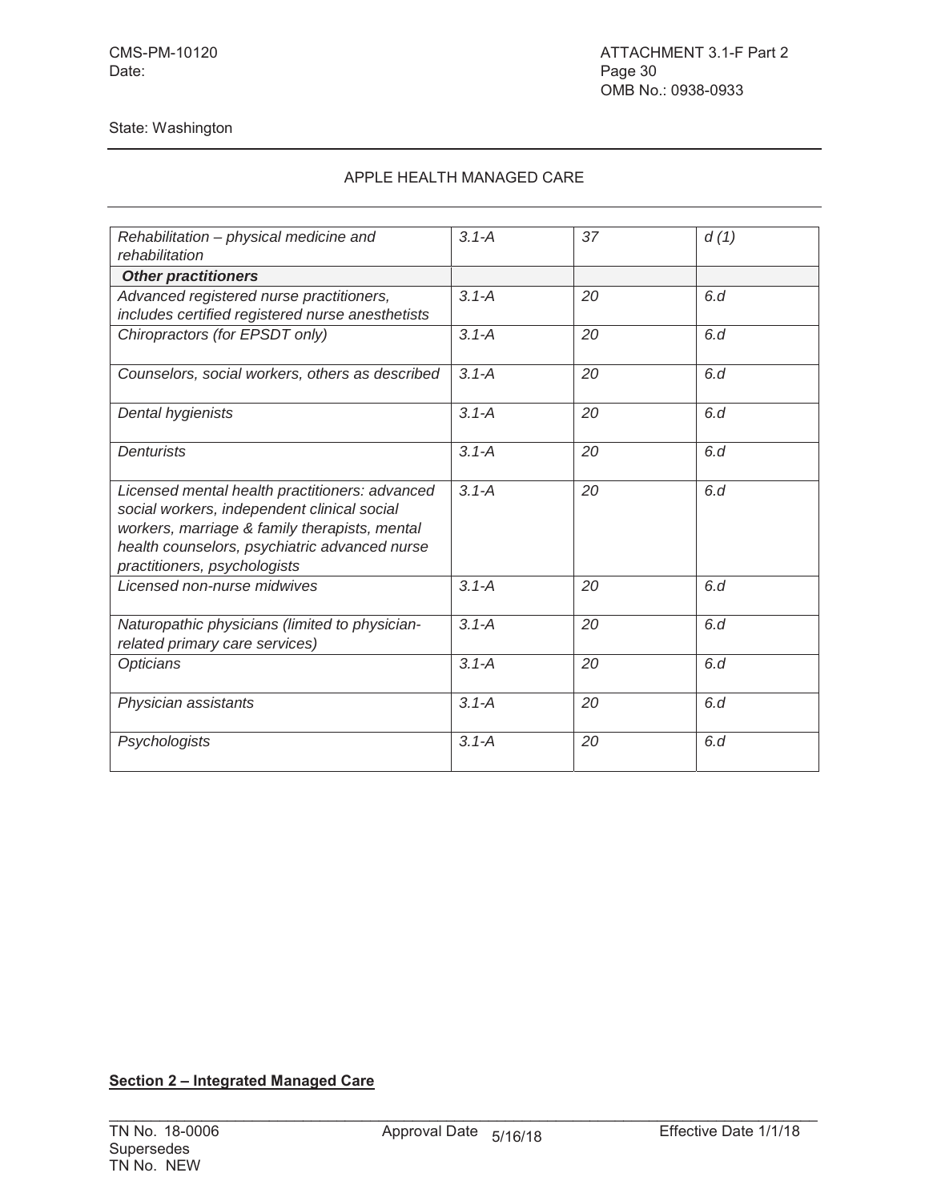State: Washington

APPLE HEALTH MANAGED CARE

| *Rehabilitation – physical medicine and rehabilitation* | *3.1-A* | *37* | *d (1)* |
|---|---|---|---|
| ***Other practitioners*** | | | |
| *Advanced registered nurse practitioners, includes certified registered nurse anesthetists* | *3.1-A* | *20* | *6.d* |
| *Chiropractors (for EPSDT only)* | *3.1-A* | *20* | *6.d* |
| *Counselors, social workers, others as described* | *3.1-A* | *20* | *6.d* |
| *Dental hygienists* | *3.1-A* | *20* | *6.d* |
| *Denturists* | *3.1-A* | *20* | *6.d* |
| *Licensed mental health practitioners: advanced social workers, independent clinical social workers, marriage & family therapists, mental health counselors, psychiatric advanced nurse practitioners, psychologists* | *3.1-A* | *20* | *6.d* |
| *Licensed non-nurse midwives* | *3.1-A* | *20* | *6.d* |
| *Naturopathic physicians (limited to physician-related primary care services)* | *3.1-A* | *20* | *6.d* |
| *Opticians* | *3.1-A* | *20* | *6.d* |
| *Physician assistants* | *3.1-A* | *20* | *6.d* |
| *Psychologists* | *3.1-A* | *20* | *6.d* |

**Section 2 – Integrated Managed Care**

TN No. 18-0006 Approval Date 5/16/18 Effective Date 1/1/18
Supersedes
TN No. NEW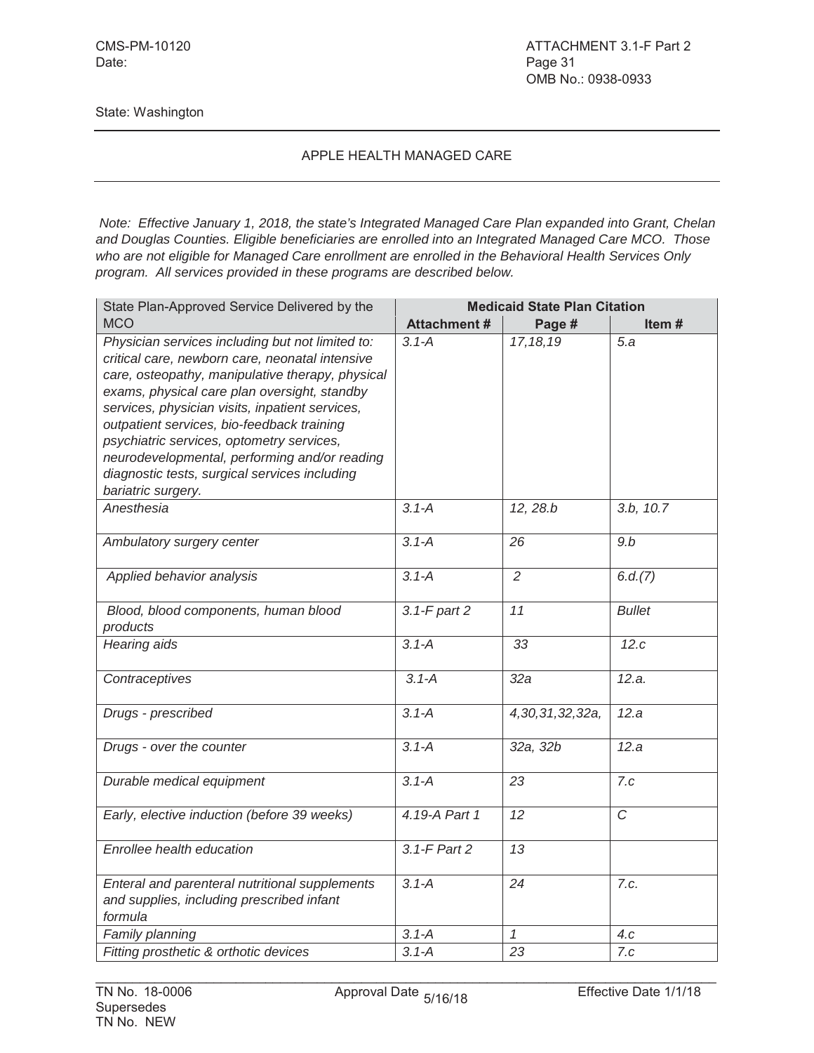CMS-PM-10120
Date:

ATTACHMENT 3.1-F Part 2
Page 31
OMB No.: 0938-0933

State: Washington

APPLE HEALTH MANAGED CARE

*Note: Effective January 1, 2018, the state's Integrated Managed Care Plan expanded into Grant, Chelan and Douglas Counties. Eligible beneficiaries are enrolled into an Integrated Managed Care MCO. Those who are not eligible for Managed Care enrollment are enrolled in the Behavioral Health Services Only program. All services provided in these programs are described below.*

| State Plan-Approved Service Delivered by the MCO | **Medicaid State Plan Citation** | | |
|---|---|---|---|
| | **Attachment #** | **Page #** | **Item #** |
| *Physician services including but not limited to: critical care, newborn care, neonatal intensive care, osteopathy, manipulative therapy, physical exams, physical care plan oversight, standby services, physician visits, inpatient services, outpatient services, bio-feedback training psychiatric services, optometry services, neurodevelopmental, performing and/or reading diagnostic tests, surgical services including bariatric surgery.* | *3.1-A* | *17,18,19* | *5.a* |
| *Anesthesia* | *3.1-A* | *12, 28.b* | *3.b, 10.7* |
| *Ambulatory surgery center* | *3.1-A* | *26* | *9.b* |
| *Applied behavior analysis* | *3.1-A* | *2* | *6.d.(7)* |
| *Blood, blood components, human blood products* | *3.1-F part 2* | *11* | *Bullet* |
| *Hearing aids* | *3.1-A* | *33* | *12.c* |
| *Contraceptives* | *3.1-A* | *32a* | *12.a.* |
| *Drugs - prescribed* | *3.1-A* | *4,30,31,32,32a,* | *12.a* |
| *Drugs - over the counter* | *3.1-A* | *32a, 32b* | *12.a* |
| *Durable medical equipment* | *3.1-A* | *23* | *7.c* |
| *Early, elective induction (before 39 weeks)* | *4.19-A Part 1* | *12* | *C* |
| *Enrollee health education* | *3.1-F Part 2* | *13* | |
| *Enteral and parenteral nutritional supplements and supplies, including prescribed infant formula* | *3.1-A* | *24* | *7.c.* |
| *Family planning* | *3.1-A* | *1* | *4.c* |
| *Fitting prosthetic & orthotic devices* | *3.1-A* | *23* | *7.c* |

TN No. 18-0006
Supersedes
TN No. NEW

Approval Date 5/16/18

Effective Date 1/1/18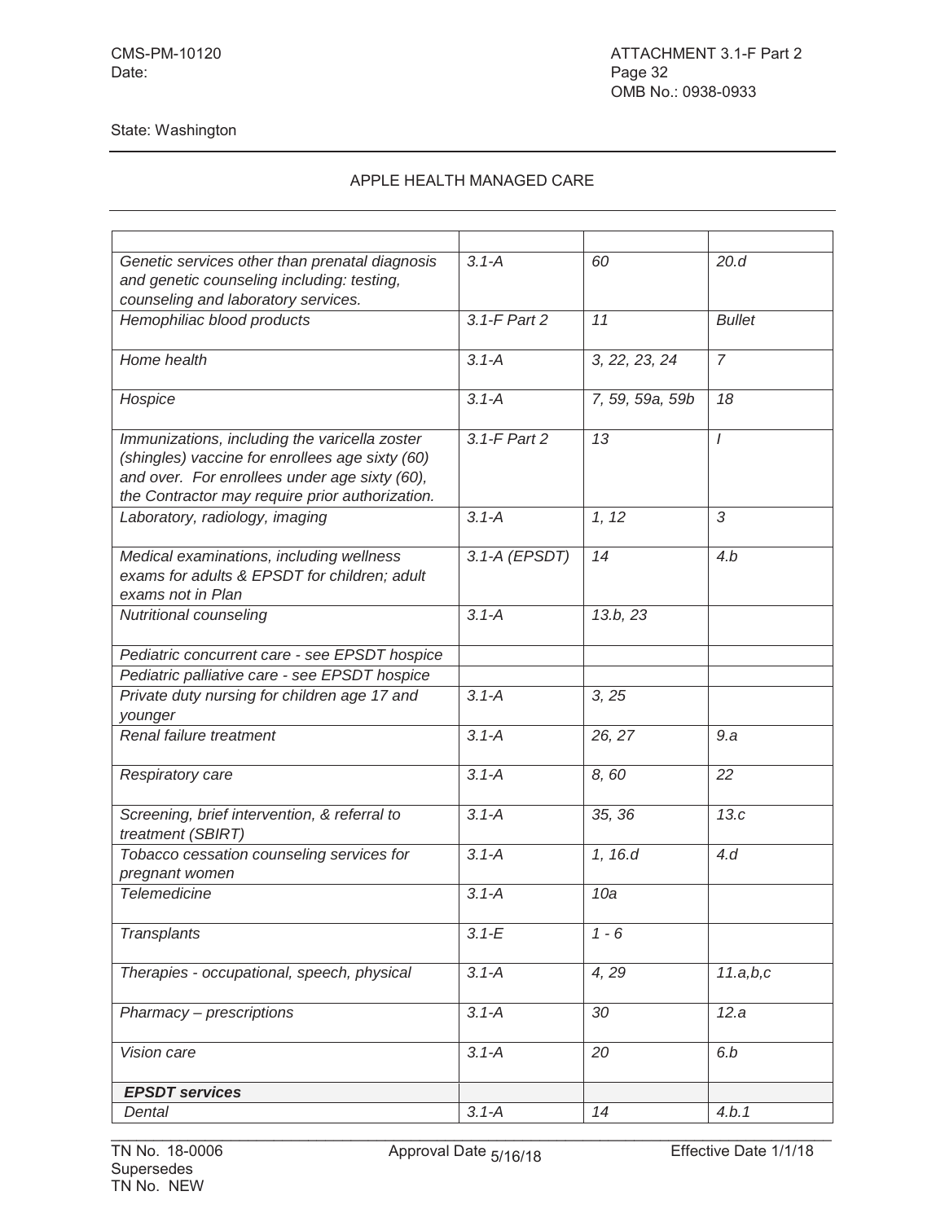CMS-PM-10120
Date:

ATTACHMENT 3.1-F Part 2
Page 32
OMB No.: 0938-0933

State: Washington

APPLE HEALTH MANAGED CARE

| | | | |
|---|---|---|---|
| *Genetic services other than prenatal diagnosis and genetic counseling including: testing, counseling and laboratory services.* | *3.1-A* | *60* | *20.d* |
| *Hemophiliac blood products* | *3.1-F Part 2* | *11* | *Bullet* |
| *Home health* | *3.1-A* | *3, 22, 23, 24* | *7* |
| *Hospice* | *3.1-A* | *7, 59, 59a, 59b* | *18* |
| *Immunizations, including the varicella zoster (shingles) vaccine for enrollees age sixty (60) and over. For enrollees under age sixty (60), the Contractor may require prior authorization.* | *3.1-F Part 2* | *13* | *I* |
| *Laboratory, radiology, imaging* | *3.1-A* | *1, 12* | *3* |
| *Medical examinations, including wellness exams for adults & EPSDT for children; adult exams not in Plan* | *3.1-A (EPSDT)* | *14* | *4.b* |
| *Nutritional counseling* | *3.1-A* | *13.b, 23* | |
| *Pediatric concurrent care - see EPSDT hospice* | | | |
| *Pediatric palliative care - see EPSDT hospice* | | | |
| *Private duty nursing for children age 17 and younger* | *3.1-A* | *3, 25* | |
| *Renal failure treatment* | *3.1-A* | *26, 27* | *9.a* |
| *Respiratory care* | *3.1-A* | *8, 60* | *22* |
| *Screening, brief intervention, & referral to treatment (SBIRT)* | *3.1-A* | *35, 36* | *13.c* |
| *Tobacco cessation counseling services for pregnant women* | *3.1-A* | *1, 16.d* | *4.d* |
| *Telemedicine* | *3.1-A* | *10a* | |
| *Transplants* | *3.1-E* | *1 - 6* | |
| *Therapies - occupational, speech, physical* | *3.1-A* | *4, 29* | *11.a,b,c* |
| *Pharmacy – prescriptions* | *3.1-A* | *30* | *12.a* |
| *Vision care* | *3.1-A* | *20* | *6.b* |
| ***EPSDT services*** | | | |
| *Dental* | *3.1-A* | *14* | *4.b.1* |

TN No. 18-0006
Supersedes
TN No. NEW

Approval Date 5/16/18

Effective Date 1/1/18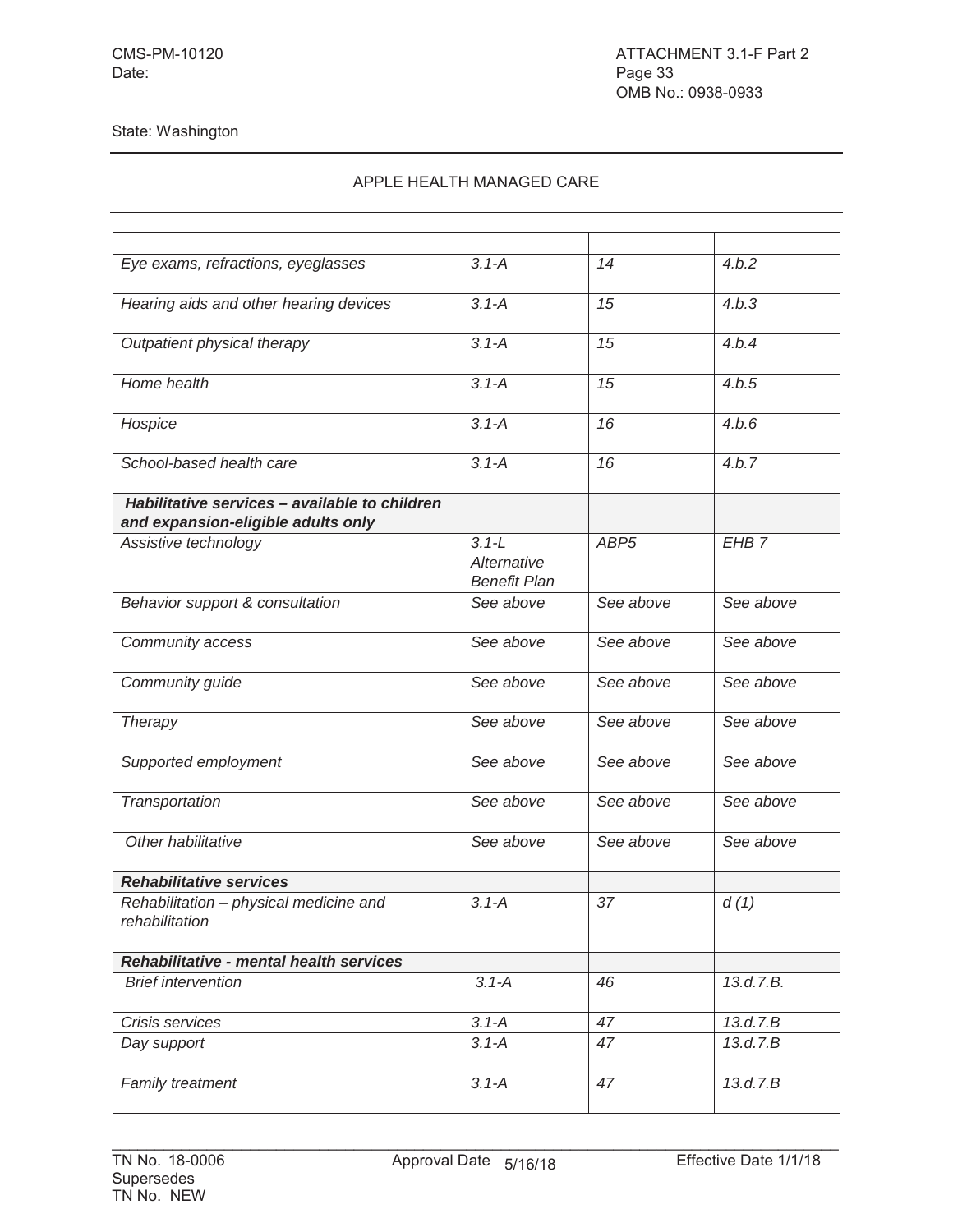State: Washington

APPLE HEALTH MANAGED CARE

| | | | |
|---|---|---|---|
| *Eye exams, refractions, eyeglasses* | *3.1-A* | *14* | *4.b.2* |
| *Hearing aids and other hearing devices* | *3.1-A* | *15* | *4.b.3* |
| *Outpatient physical therapy* | *3.1-A* | *15* | *4.b.4* |
| *Home health* | *3.1-A* | *15* | *4.b.5* |
| *Hospice* | *3.1-A* | *16* | *4.b.6* |
| *School-based health care* | *3.1-A* | *16* | *4.b.7* |
| ***Habilitative services – available to children and expansion-eligible adults only*** | | | |
| *Assistive technology* | *3.1-L Alternative Benefit Plan* | *ABP5* | *EHB 7* |
| *Behavior support & consultation* | *See above* | *See above* | *See above* |
| *Community access* | *See above* | *See above* | *See above* |
| *Community guide* | *See above* | *See above* | *See above* |
| *Therapy* | *See above* | *See above* | *See above* |
| *Supported employment* | *See above* | *See above* | *See above* |
| *Transportation* | *See above* | *See above* | *See above* |
| *Other habilitative* | *See above* | *See above* | *See above* |
| ***Rehabilitative services*** | | | |
| *Rehabilitation – physical medicine and rehabilitation* | *3.1-A* | *37* | *d (1)* |
| ***Rehabilitative - mental health services*** | | | |
| *Brief intervention* | *3.1-A* | *46* | *13.d.7.B.* |
| *Crisis services* | *3.1-A* | *47* | *13.d.7.B* |
| *Day support* | *3.1-A* | *47* | *13.d.7.B* |
| *Family treatment* | *3.1-A* | *47* | *13.d.7.B* |

TN No. 18-0006 | Approval Date 5/16/18 | Effective Date 1/1/18
Supersedes
TN No. NEW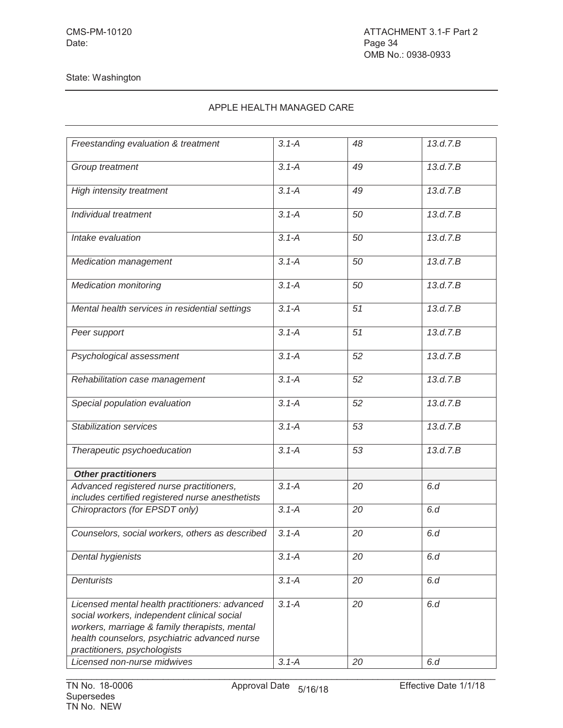State: Washington

APPLE HEALTH MANAGED CARE

| | | | |
|---|---|---|---|
| *Freestanding evaluation & treatment* | *3.1-A* | *48* | *13.d.7.B* |
| *Group treatment* | *3.1-A* | *49* | *13.d.7.B* |
| *High intensity treatment* | *3.1-A* | *49* | *13.d.7.B* |
| *Individual treatment* | *3.1-A* | *50* | *13.d.7.B* |
| *Intake evaluation* | *3.1-A* | *50* | *13.d.7.B* |
| *Medication management* | *3.1-A* | *50* | *13.d.7.B* |
| *Medication monitoring* | *3.1-A* | *50* | *13.d.7.B* |
| *Mental health services in residential settings* | *3.1-A* | *51* | *13.d.7.B* |
| *Peer support* | *3.1-A* | *51* | *13.d.7.B* |
| *Psychological assessment* | *3.1-A* | *52* | *13.d.7.B* |
| *Rehabilitation case management* | *3.1-A* | *52* | *13.d.7.B* |
| *Special population evaluation* | *3.1-A* | *52* | *13.d.7.B* |
| *Stabilization services* | *3.1-A* | *53* | *13.d.7.B* |
| *Therapeutic psychoeducation* | *3.1-A* | *53* | *13.d.7.B* |
| ***Other practitioners*** | | | |
| *Advanced registered nurse practitioners, includes certified registered nurse anesthetists* | *3.1-A* | *20* | *6.d* |
| *Chiropractors (for EPSDT only)* | *3.1-A* | *20* | *6.d* |
| *Counselors, social workers, others as described* | *3.1-A* | *20* | *6.d* |
| *Dental hygienists* | *3.1-A* | *20* | *6.d* |
| *Denturists* | *3.1-A* | *20* | *6.d* |
| *Licensed mental health practitioners: advanced social workers, independent clinical social workers, marriage & family therapists, mental health counselors, psychiatric advanced nurse practitioners, psychologists* | *3.1-A* | *20* | *6.d* |
| *Licensed non-nurse midwives* | *3.1-A* | *20* | *6.d* |

TN No. 18-0006 Approval Date 5/16/18 Effective Date 1/1/18
Supersedes
TN No. NEW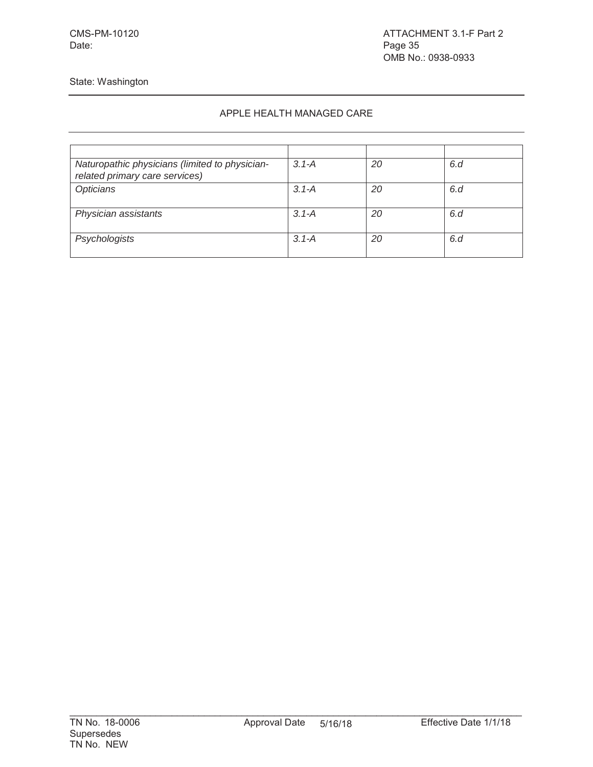State: Washington

APPLE HEALTH MANAGED CARE

| | | | |
|---|---|---|---|
| *Naturopathic physicians (limited to physician-related primary care services)* | *3.1-A* | *20* | *6.d* |
| *Opticians* | *3.1-A* | *20* | *6.d* |
| *Physician assistants* | *3.1-A* | *20* | *6.d* |
| *Psychologists* | *3.1-A* | *20* | *6.d* |

TN No. 18-0006 Approval Date 5/16/18 Effective Date 1/1/18
Supersedes
TN No. NEW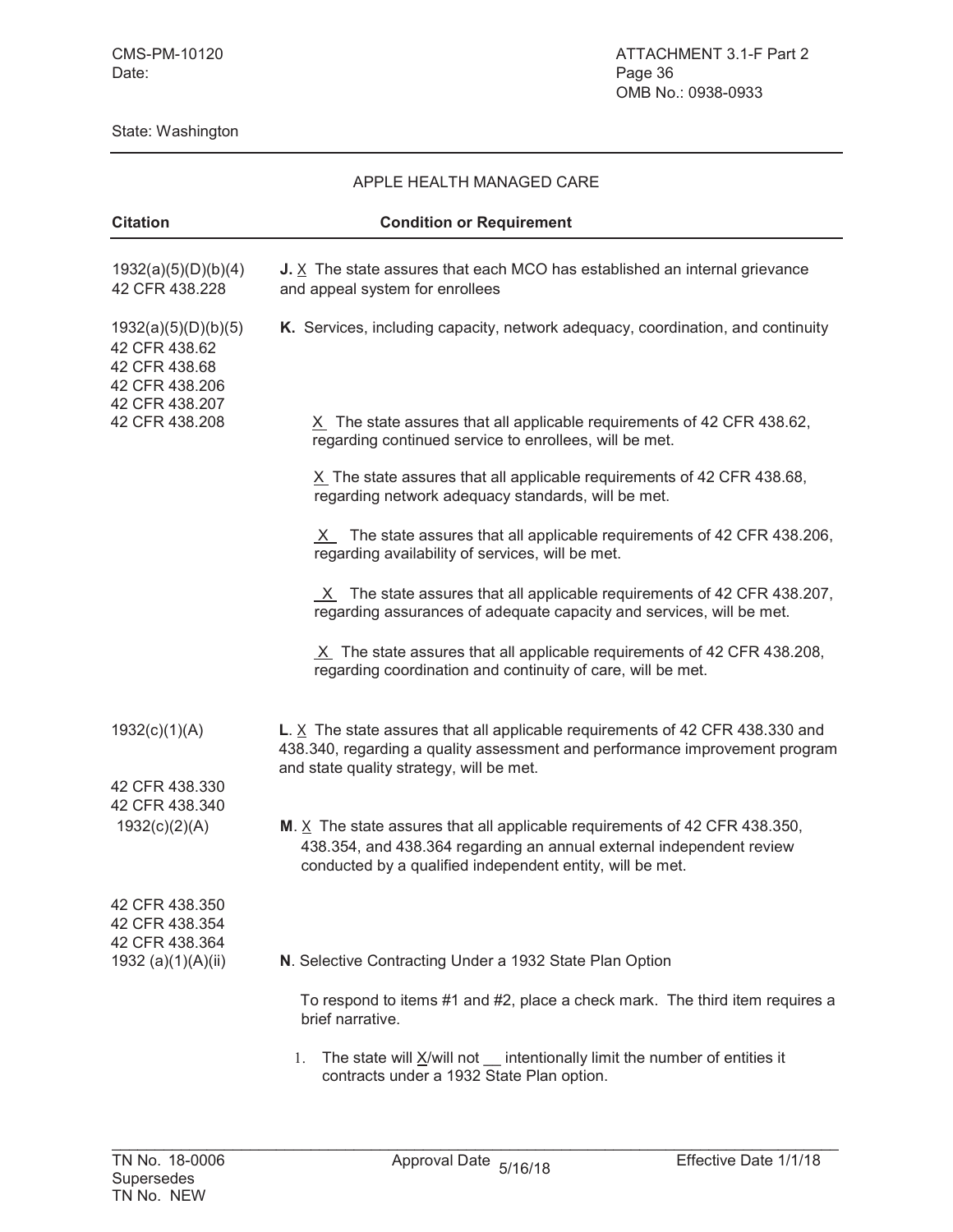State: Washington

APPLE HEALTH MANAGED CARE

| Citation | Condition or Requirement |
|---|---|
| 1932(a)(5)(D)(b)(4)<br>42 CFR 438.228 | **J.** X The state assures that each MCO has established an internal grievance and appeal system for enrollees |
| 1932(a)(5)(D)(b)(5)<br>42 CFR 438.62<br>42 CFR 438.68<br>42 CFR 438.206<br>42 CFR 438.207<br>42 CFR 438.208 | **K.** Services, including capacity, network adequacy, coordination, and continuity<br><br>X The state assures that all applicable requirements of 42 CFR 438.62, regarding continued service to enrollees, will be met.<br><br>X The state assures that all applicable requirements of 42 CFR 438.68, regarding network adequacy standards, will be met.<br><br>X The state assures that all applicable requirements of 42 CFR 438.206, regarding availability of services, will be met.<br><br>X The state assures that all applicable requirements of 42 CFR 438.207, regarding assurances of adequate capacity and services, will be met.<br><br>X The state assures that all applicable requirements of 42 CFR 438.208, regarding coordination and continuity of care, will be met. |
| 1932(c)(1)(A)<br>42 CFR 438.330<br>42 CFR 438.340 | **L**. X The state assures that all applicable requirements of 42 CFR 438.330 and 438.340, regarding a quality assessment and performance improvement program and state quality strategy, will be met. |
| 1932(c)(2)(A)<br>42 CFR 438.350<br>42 CFR 438.354<br>42 CFR 438.364 | **M**. X The state assures that all applicable requirements of 42 CFR 438.350, 438.354, and 438.364 regarding an annual external independent review conducted by a qualified independent entity, will be met. |
| 1932 (a)(1)(A)(ii) | **N**. Selective Contracting Under a 1932 State Plan Option<br><br>To respond to items #1 and #2, place a check mark. The third item requires a brief narrative.<br><br>1. The state will X/will not __ intentionally limit the number of entities it contracts under a 1932 State Plan option. |

TN No. 18-0006
Supersedes
TN No. NEW

Approval Date 5/16/18

Effective Date 1/1/18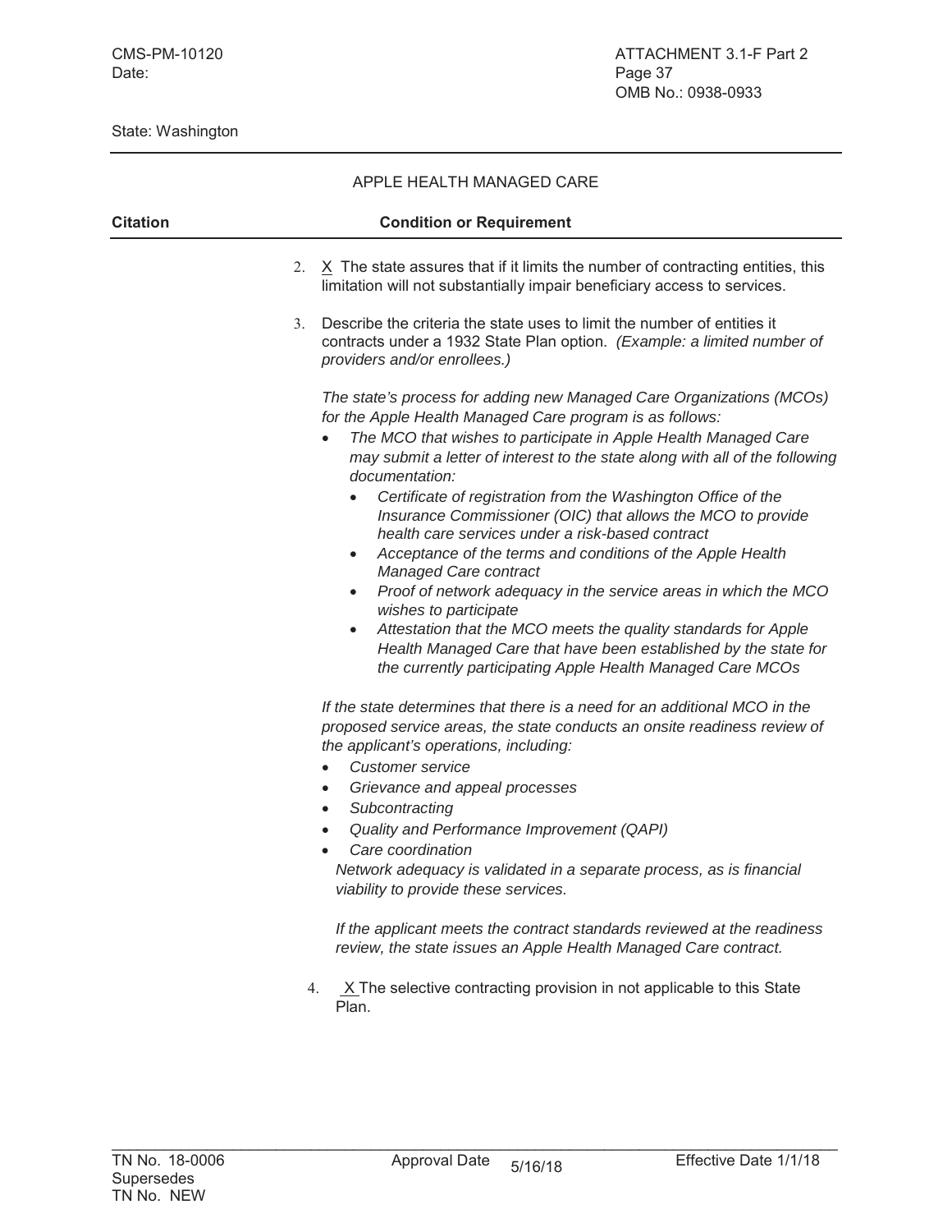State: Washington

APPLE HEALTH MANAGED CARE

| Citation | Condition or Requirement |
|---|---|

2. X The state assures that if it limits the number of contracting entities, this limitation will not substantially impair beneficiary access to services.

3. Describe the criteria the state uses to limit the number of entities it contracts under a 1932 State Plan option. *(Example: a limited number of providers and/or enrollees.)*

   *The state's process for adding new Managed Care Organizations (MCOs) for the Apple Health Managed Care program is as follows:*

   - *The MCO that wishes to participate in Apple Health Managed Care may submit a letter of interest to the state along with all of the following documentation:*
     - *Certificate of registration from the Washington Office of the Insurance Commissioner (OIC) that allows the MCO to provide health care services under a risk-based contract*
     - *Acceptance of the terms and conditions of the Apple Health Managed Care contract*
     - *Proof of network adequacy in the service areas in which the MCO wishes to participate*
     - *Attestation that the MCO meets the quality standards for Apple Health Managed Care that have been established by the state for the currently participating Apple Health Managed Care MCOs*

   *If the state determines that there is a need for an additional MCO in the proposed service areas, the state conducts an onsite readiness review of the applicant's operations, including:*

   - *Customer service*
   - *Grievance and appeal processes*
   - *Subcontracting*
   - *Quality and Performance Improvement (QAPI)*
   - *Care coordination*

   *Network adequacy is validated in a separate process, as is financial viability to provide these services.*

   *If the applicant meets the contract standards reviewed at the readiness review, the state issues an Apple Health Managed Care contract.*

4. X The selective contracting provision in not applicable to this State Plan.

TN No. 18-0006 Approval Date 5/16/18 Effective Date 1/1/18
Supersedes
TN No. NEW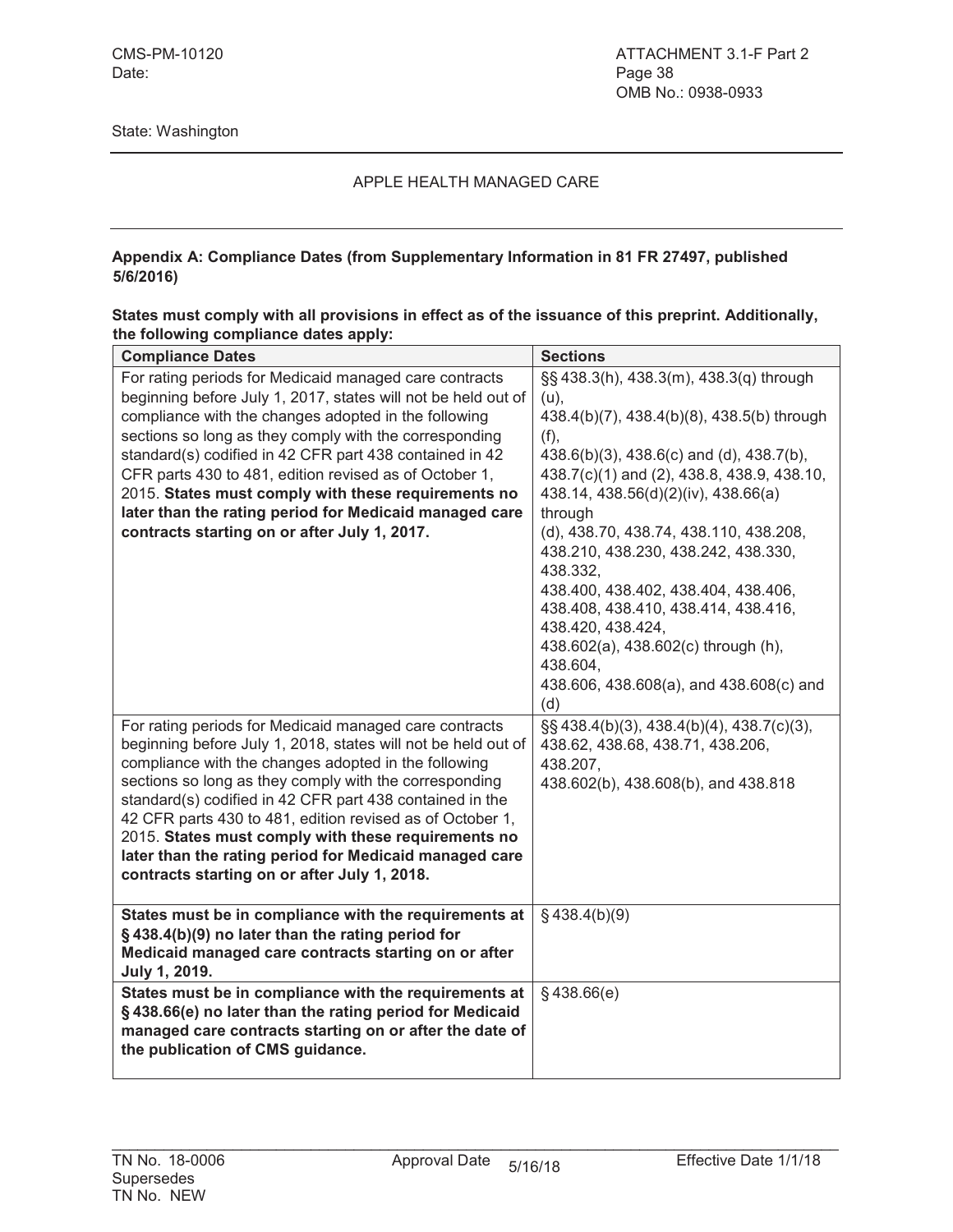State: Washington

APPLE HEALTH MANAGED CARE

**Appendix A: Compliance Dates (from Supplementary Information in 81 FR 27497, published 5/6/2016)**

**States must comply with all provisions in effect as of the issuance of this preprint. Additionally, the following compliance dates apply:**

| Compliance Dates | Sections |
|---|---|
| For rating periods for Medicaid managed care contracts beginning before July 1, 2017, states will not be held out of compliance with the changes adopted in the following sections so long as they comply with the corresponding standard(s) codified in 42 CFR part 438 contained in 42 CFR parts 430 to 481, edition revised as of October 1, 2015. **States must comply with these requirements no later than the rating period for Medicaid managed care contracts starting on or after July 1, 2017.** | §§ 438.3(h), 438.3(m), 438.3(q) through (u), 438.4(b)(7), 438.4(b)(8), 438.5(b) through (f), 438.6(b)(3), 438.6(c) and (d), 438.7(b), 438.7(c)(1) and (2), 438.8, 438.9, 438.10, 438.14, 438.56(d)(2)(iv), 438.66(a) through (d), 438.70, 438.74, 438.110, 438.208, 438.210, 438.230, 438.242, 438.330, 438.332, 438.400, 438.402, 438.404, 438.406, 438.408, 438.410, 438.414, 438.416, 438.420, 438.424, 438.602(a), 438.602(c) through (h), 438.604, 438.606, 438.608(a), and 438.608(c) and (d) |
| For rating periods for Medicaid managed care contracts beginning before July 1, 2018, states will not be held out of compliance with the changes adopted in the following sections so long as they comply with the corresponding standard(s) codified in 42 CFR part 438 contained in the 42 CFR parts 430 to 481, edition revised as of October 1, 2015. **States must comply with these requirements no later than the rating period for Medicaid managed care contracts starting on or after July 1, 2018.** | §§ 438.4(b)(3), 438.4(b)(4), 438.7(c)(3), 438.62, 438.68, 438.71, 438.206, 438.207, 438.602(b), 438.608(b), and 438.818 |
| **States must be in compliance with the requirements at § 438.4(b)(9) no later than the rating period for Medicaid managed care contracts starting on or after July 1, 2019.** | § 438.4(b)(9) |
| **States must be in compliance with the requirements at § 438.66(e) no later than the rating period for Medicaid managed care contracts starting on or after the date of the publication of CMS guidance.** | § 438.66(e) |

TN No. 18-0006 Approval Date 5/16/18 Effective Date 1/1/18
Supersedes
TN No. NEW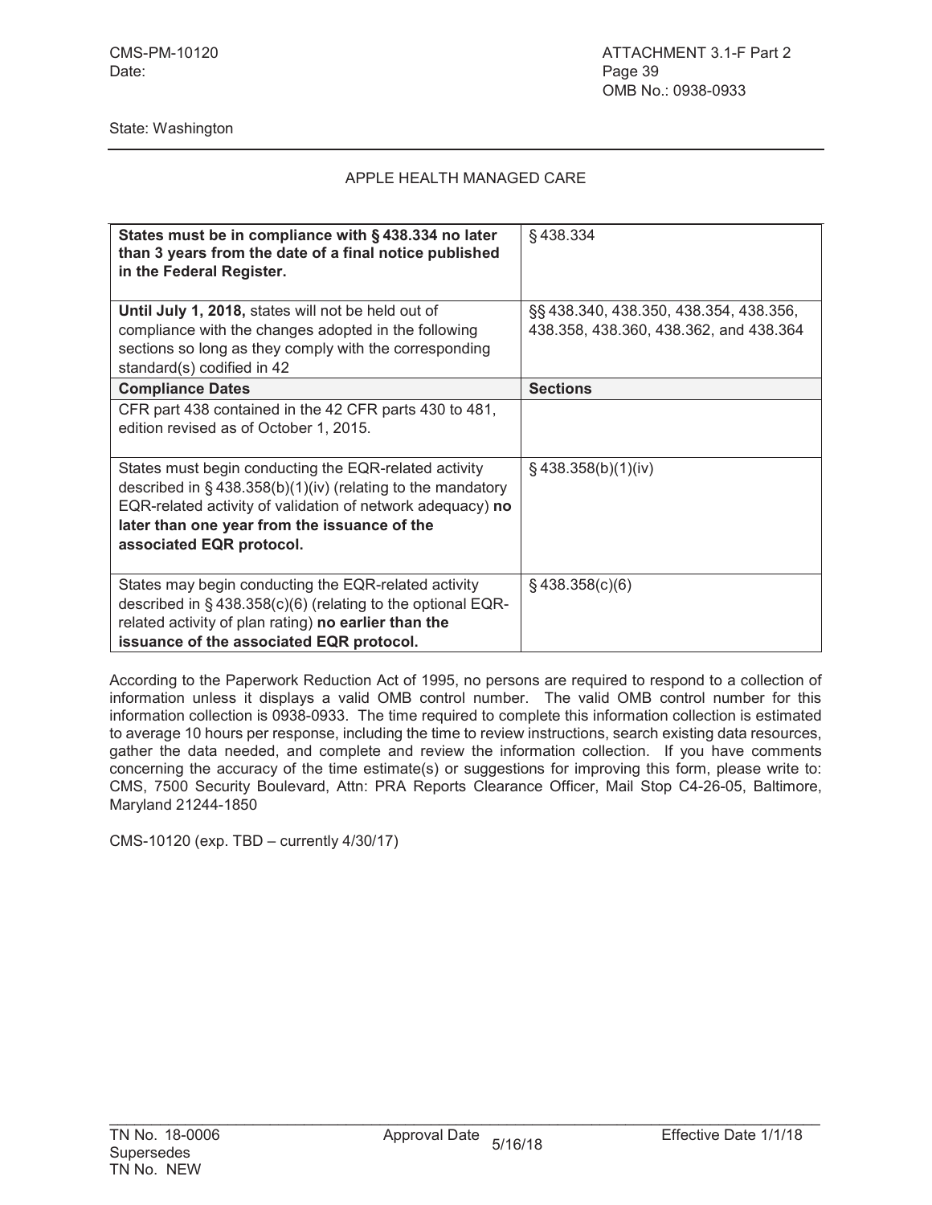State: Washington

APPLE HEALTH MANAGED CARE

| | |
|---|---|
| **States must be in compliance with § 438.334 no later than 3 years from the date of a final notice published in the Federal Register.** | § 438.334 |
| **Until July 1, 2018,** states will not be held out of compliance with the changes adopted in the following sections so long as they comply with the corresponding standard(s) codified in 42 | §§ 438.340, 438.350, 438.354, 438.356, 438.358, 438.360, 438.362, and 438.364 |
| **Compliance Dates** | **Sections** |
| CFR part 438 contained in the 42 CFR parts 430 to 481, edition revised as of October 1, 2015. | |
| States must begin conducting the EQR-related activity described in § 438.358(b)(1)(iv) (relating to the mandatory EQR-related activity of validation of network adequacy) **no later than one year from the issuance of the associated EQR protocol.** | § 438.358(b)(1)(iv) |
| States may begin conducting the EQR-related activity described in § 438.358(c)(6) (relating to the optional EQR-related activity of plan rating) **no earlier than the issuance of the associated EQR protocol.** | § 438.358(c)(6) |

According to the Paperwork Reduction Act of 1995, no persons are required to respond to a collection of information unless it displays a valid OMB control number. The valid OMB control number for this information collection is 0938-0933. The time required to complete this information collection is estimated to average 10 hours per response, including the time to review instructions, search existing data resources, gather the data needed, and complete and review the information collection. If you have comments concerning the accuracy of the time estimate(s) or suggestions for improving this form, please write to: CMS, 7500 Security Boulevard, Attn: PRA Reports Clearance Officer, Mail Stop C4-26-05, Baltimore, Maryland 21244-1850

CMS-10120 (exp. TBD – currently 4/30/17)

TN No. 18-0006 Approval Date 5/16/18 Effective Date 1/1/18
Supersedes
TN No. NEW